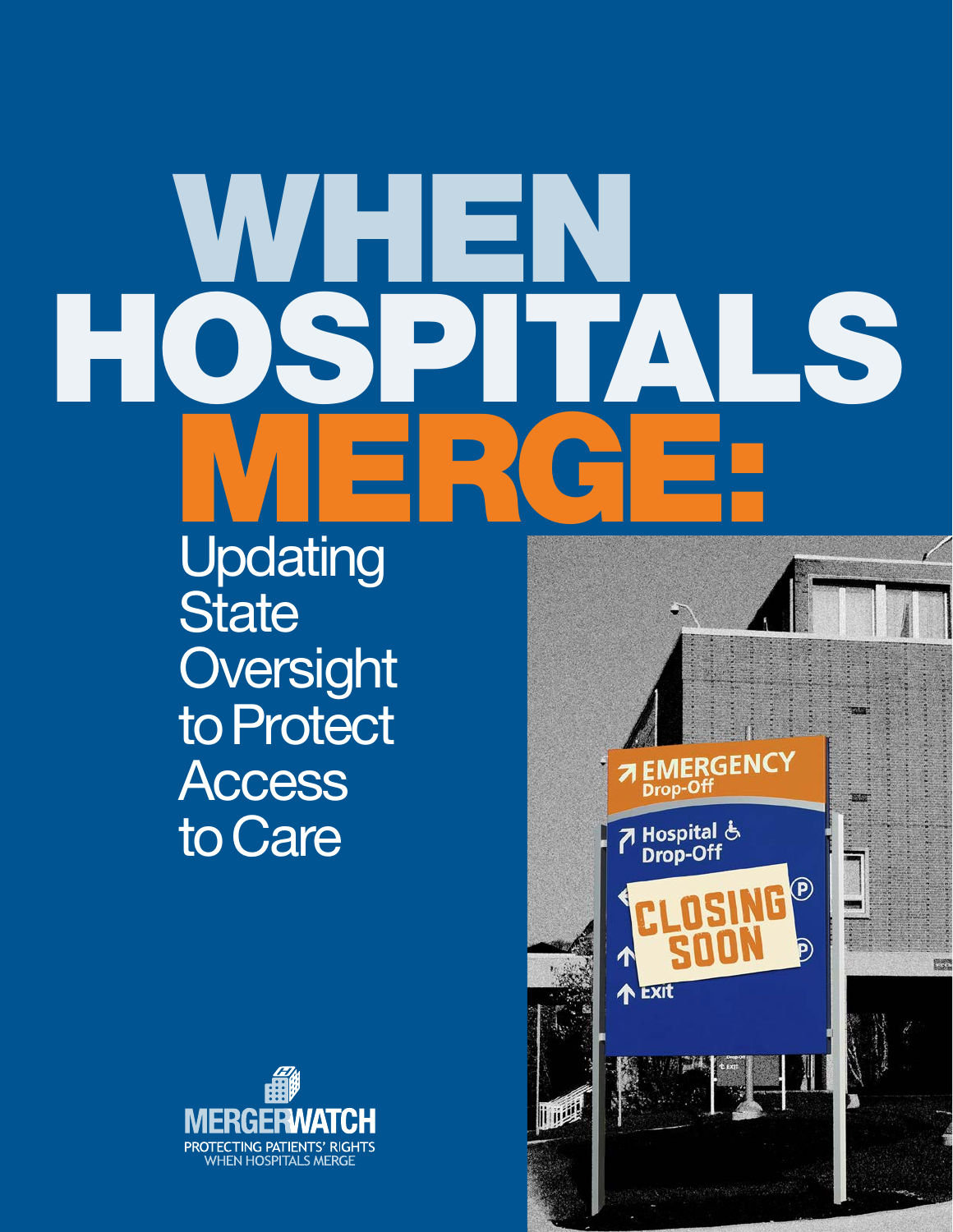# WHEN HOSPITALS MERGE:

## Updating State Oversight to Protect Access to Care

MERGERWATCH

PROTECTING PATIENTS' RIGHTS WHEN HOSPITALS MERGE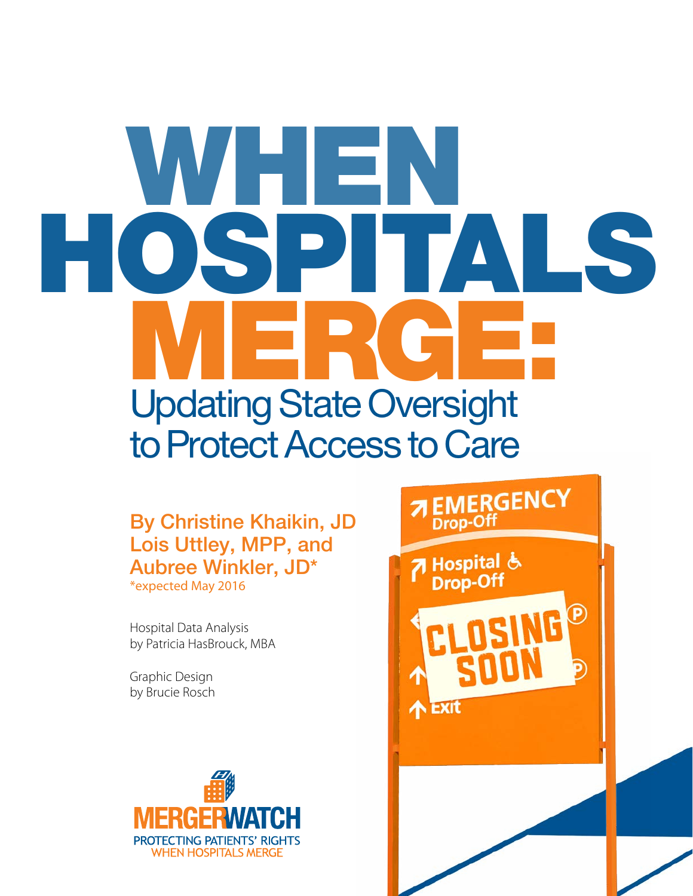# WHEN HOSPITALS MERGE:

## Updating State Oversight to Protect Access to Care

**By Christine Khaikin, JD**
**Lois Uttley, MPP, and**
**Aubree Winkler, JD***
*expected May 2016

Hospital Data Analysis
by Patricia HasBrouck, MBA

Graphic Design
by Brucie Rosch

MERGERWATCH
PROTECTING PATIENTS' RIGHTS
WHEN HOSPITALS MERGE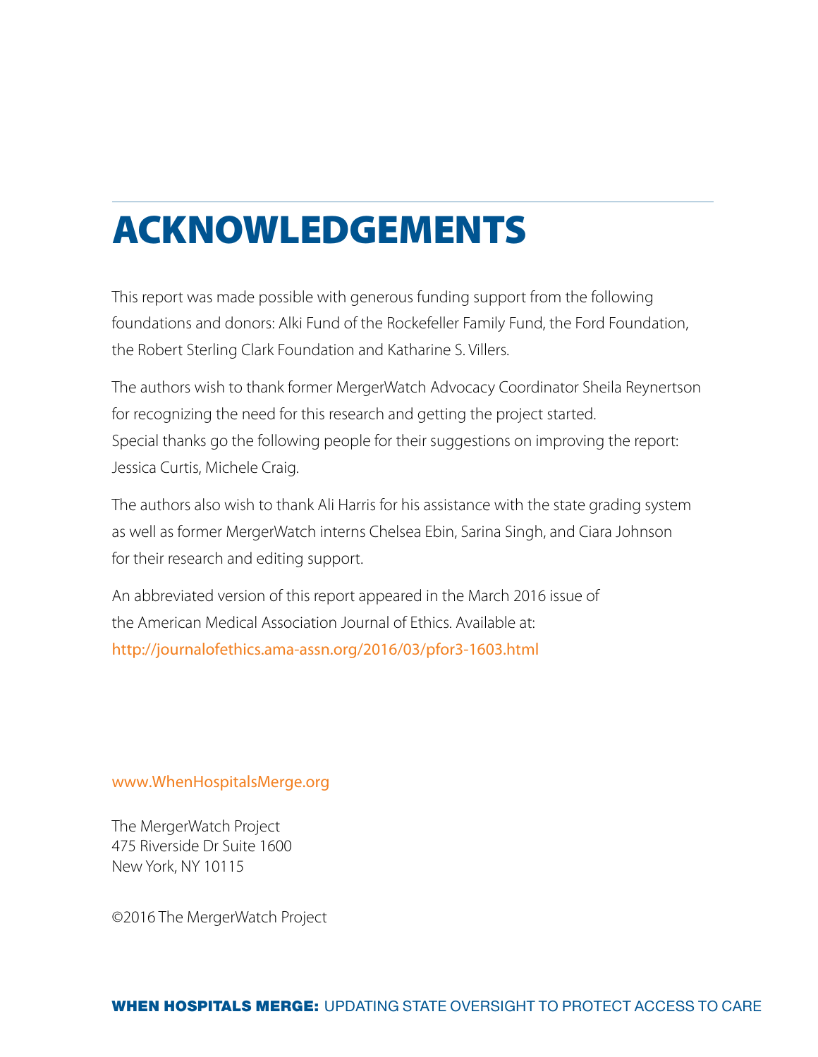# ACKNOWLEDGEMENTS

This report was made possible with generous funding support from the following foundations and donors: Alki Fund of the Rockefeller Family Fund, the Ford Foundation, the Robert Sterling Clark Foundation and Katharine S. Villers.

The authors wish to thank former MergerWatch Advocacy Coordinator Sheila Reynertson for recognizing the need for this research and getting the project started. Special thanks go the following people for their suggestions on improving the report: Jessica Curtis, Michele Craig.

The authors also wish to thank Ali Harris for his assistance with the state grading system as well as former MergerWatch interns Chelsea Ebin, Sarina Singh, and Ciara Johnson for their research and editing support.

An abbreviated version of this report appeared in the March 2016 issue of the American Medical Association Journal of Ethics. Available at: http://journalofethics.ama-assn.org/2016/03/pfor3-1603.html

www.WhenHospitalsMerge.org

The MergerWatch Project
475 Riverside Dr Suite 1600
New York, NY 10115

©2016 The MergerWatch Project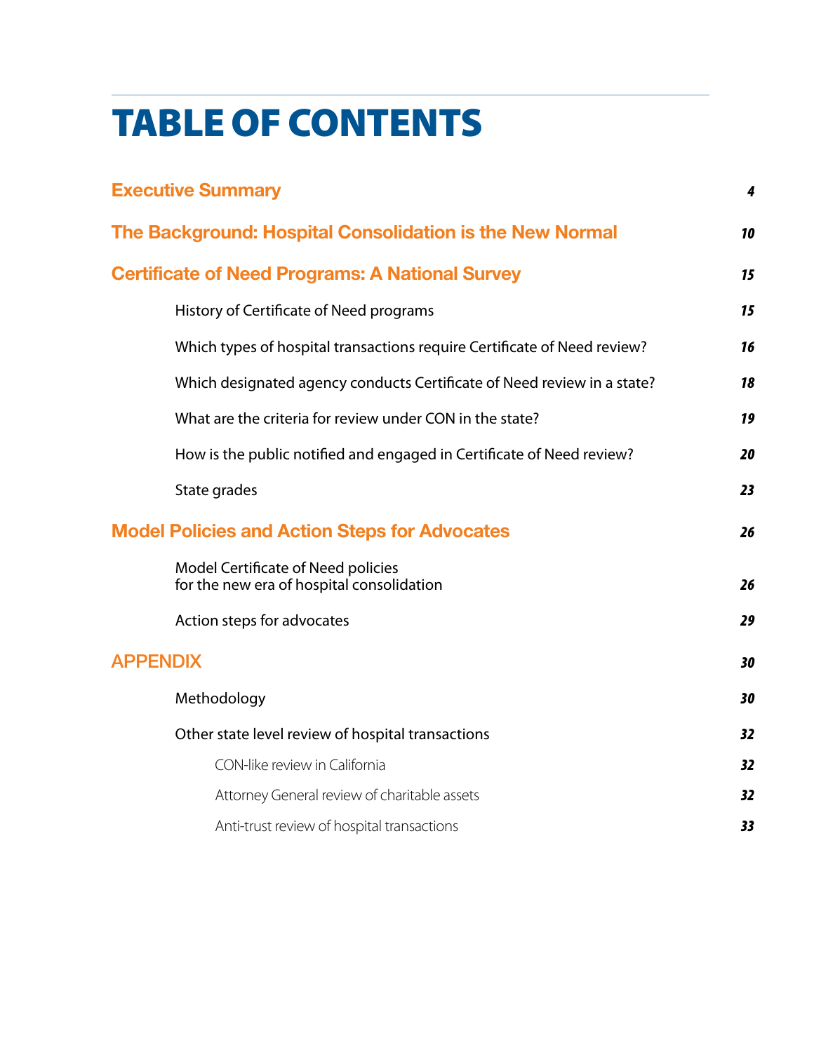# TABLE OF CONTENTS

| | |
|---|---|
| **Executive Summary** | 4 |
| **The Background: Hospital Consolidation is the New Normal** | 10 |
| **Certificate of Need Programs: A National Survey** | 15 |
| History of Certificate of Need programs | 15 |
| Which types of hospital transactions require Certificate of Need review? | 16 |
| Which designated agency conducts Certificate of Need review in a state? | 18 |
| What are the criteria for review under CON in the state? | 19 |
| How is the public notified and engaged in Certificate of Need review? | 20 |
| State grades | 23 |
| **Model Policies and Action Steps for Advocates** | 26 |
| Model Certificate of Need policies for the new era of hospital consolidation | 26 |
| Action steps for advocates | 29 |
| **APPENDIX** | 30 |
| Methodology | 30 |
| Other state level review of hospital transactions | 32 |
| CON-like review in California | 32 |
| Attorney General review of charitable assets | 32 |
| Anti-trust review of hospital transactions | 33 |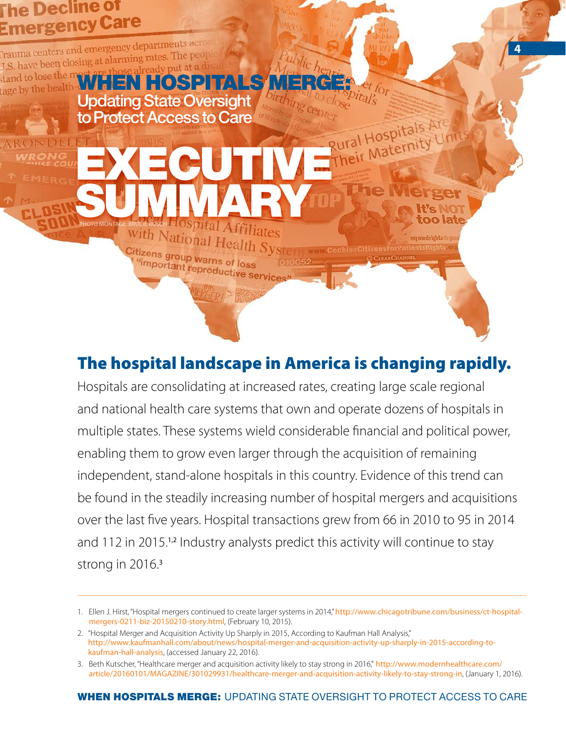# WHEN HOSPITALS MERGE: Updating State Oversight to Protect Access to Care

# EXECUTIVE SUMMARY

PHOTO MONTAGE: BRUCIE ROSCH

## The hospital landscape in America is changing rapidly.

Hospitals are consolidating at increased rates, creating large scale regional and national health care systems that own and operate dozens of hospitals in multiple states. These systems wield considerable financial and political power, enabling them to grow even larger through the acquisition of remaining independent, stand-alone hospitals in this country. Evidence of this trend can be found in the steadily increasing number of hospital mergers and acquisitions over the last five years. Hospital transactions grew from 66 in 2010 to 95 in 2014 and 112 in 2015.[1,2] Industry analysts predict this activity will continue to stay strong in 2016.[3]

---

1. Ellen J. Hirst, "Hospital mergers continued to create larger systems in 2014," http://www.chicagotribune.com/business/ct-hospital-mergers-0211-biz-20150210-story.html, (February 10, 2015).
2. "Hospital Merger and Acquisition Activity Up Sharply in 2015, According to Kaufman Hall Analysis," http://www.kaufmanhall.com/about/news/hospital-merger-and-acquisition-activity-up-sharply-in-2015-according-to-kaufman-hall-analysis, (accessed January 22, 2016).
3. Beth Kutscher, "Healthcare merger and acquisition activity likely to stay strong in 2016," http://www.modernhealthcare.com/article/20160101/MAGAZINE/301029931/healthcare-merger-and-acquisition-activity-likely-to-stay-strong-in, (January 1, 2016).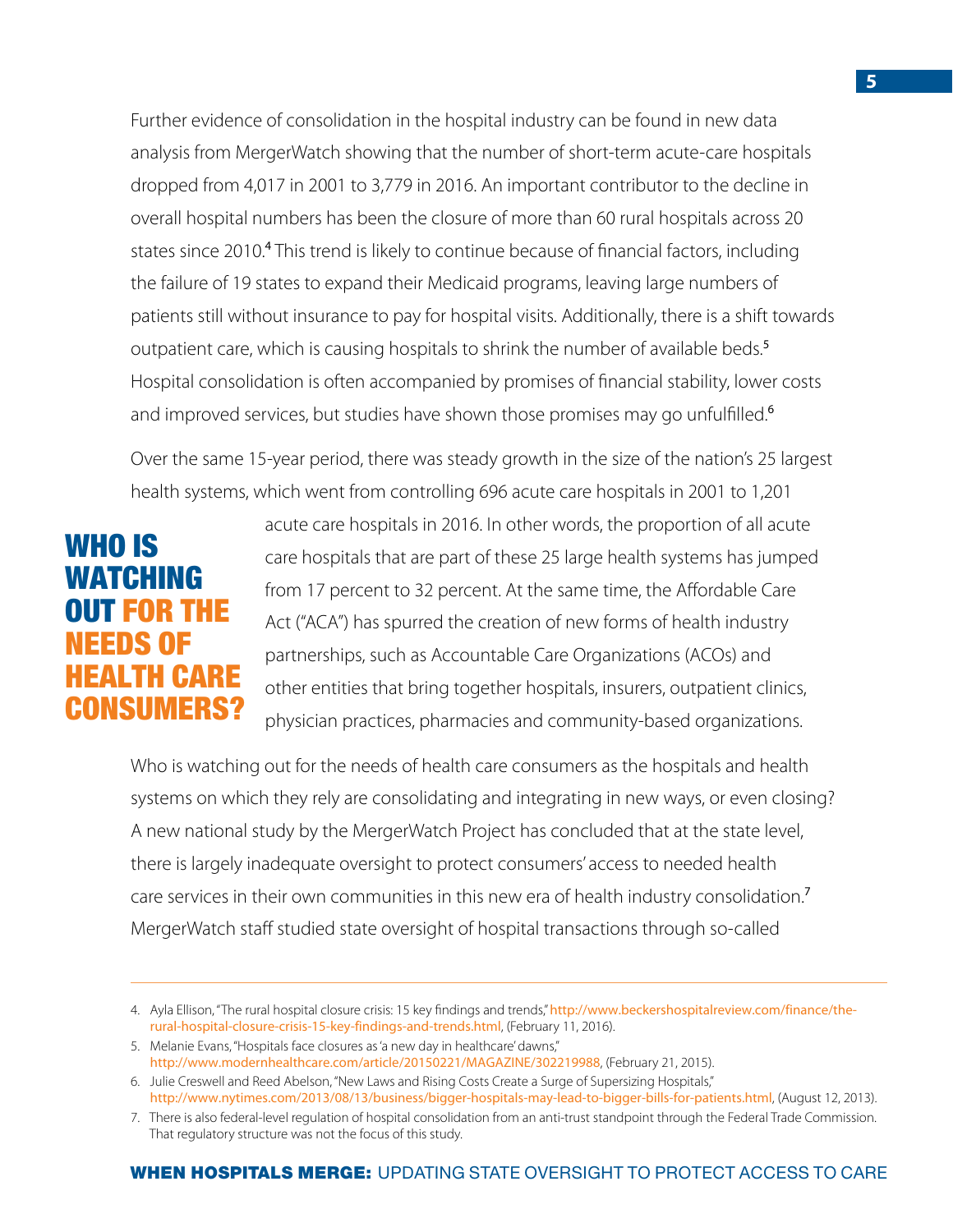Further evidence of consolidation in the hospital industry can be found in new data analysis from MergerWatch showing that the number of short-term acute-care hospitals dropped from 4,017 in 2001 to 3,779 in 2016. An important contributor to the decline in overall hospital numbers has been the closure of more than 60 rural hospitals across 20 states since 2010.[4] This trend is likely to continue because of financial factors, including the failure of 19 states to expand their Medicaid programs, leaving large numbers of patients still without insurance to pay for hospital visits. Additionally, there is a shift towards outpatient care, which is causing hospitals to shrink the number of available beds.[5] Hospital consolidation is often accompanied by promises of financial stability, lower costs and improved services, but studies have shown those promises may go unfulfilled.[6]

Over the same 15-year period, there was steady growth in the size of the nation's 25 largest health systems, which went from controlling 696 acute care hospitals in 2001 to 1,201 acute care hospitals in 2016. In other words, the proportion of all acute care hospitals that are part of these 25 large health systems has jumped from 17 percent to 32 percent. At the same time, the Affordable Care Act ("ACA") has spurred the creation of new forms of health industry partnerships, such as Accountable Care Organizations (ACOs) and other entities that bring together hospitals, insurers, outpatient clinics, physician practices, pharmacies and community-based organizations.

## WHO IS WATCHING OUT FOR THE NEEDS OF HEALTH CARE CONSUMERS?

Who is watching out for the needs of health care consumers as the hospitals and health systems on which they rely are consolidating and integrating in new ways, or even closing? A new national study by the MergerWatch Project has concluded that at the state level, there is largely inadequate oversight to protect consumers' access to needed health care services in their own communities in this new era of health industry consolidation.[7] MergerWatch staff studied state oversight of hospital transactions through so-called

---

4. Ayla Ellison, "The rural hospital closure crisis: 15 key findings and trends," http://www.beckershospitalreview.com/finance/the-rural-hospital-closure-crisis-15-key-findings-and-trends.html, (February 11, 2016).
5. Melanie Evans, "Hospitals face closures as 'a new day in healthcare' dawns," http://www.modernhealthcare.com/article/20150221/MAGAZINE/302219988, (February 21, 2015).
6. Julie Creswell and Reed Abelson, "New Laws and Rising Costs Create a Surge of Supersizing Hospitals," http://www.nytimes.com/2013/08/13/business/bigger-hospitals-may-lead-to-bigger-bills-for-patients.html, (August 12, 2013).
7. There is also federal-level regulation of hospital consolidation from an anti-trust standpoint through the Federal Trade Commission. That regulatory structure was not the focus of this study.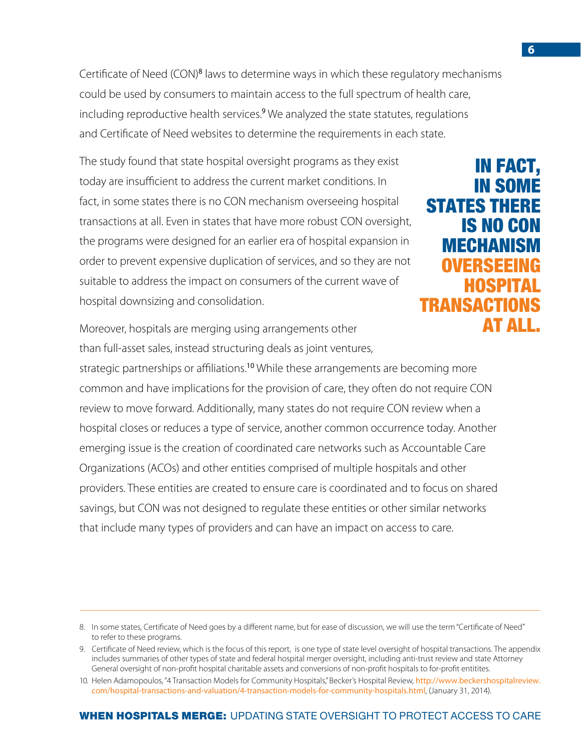Certificate of Need (CON)[8] laws to determine ways in which these regulatory mechanisms could be used by consumers to maintain access to the full spectrum of health care, including reproductive health services.[9] We analyzed the state statutes, regulations and Certificate of Need websites to determine the requirements in each state.

The study found that state hospital oversight programs as they exist today are insufficient to address the current market conditions. In fact, in some states there is no CON mechanism overseeing hospital transactions at all. Even in states that have more robust CON oversight, the programs were designed for an earlier era of hospital expansion in order to prevent expensive duplication of services, and so they are not suitable to address the impact on consumers of the current wave of hospital downsizing and consolidation.

**IN FACT, IN SOME STATES THERE IS NO CON MECHANISM OVERSEEING HOSPITAL TRANSACTIONS AT ALL.**

Moreover, hospitals are merging using arrangements other than full-asset sales, instead structuring deals as joint ventures, strategic partnerships or affiliations.[10] While these arrangements are becoming more common and have implications for the provision of care, they often do not require CON review to move forward. Additionally, many states do not require CON review when a hospital closes or reduces a type of service, another common occurrence today. Another emerging issue is the creation of coordinated care networks such as Accountable Care Organizations (ACOs) and other entities comprised of multiple hospitals and other providers. These entities are created to ensure care is coordinated and to focus on shared savings, but CON was not designed to regulate these entities or other similar networks that include many types of providers and can have an impact on access to care.

---

8. In some states, Certificate of Need goes by a different name, but for ease of discussion, we will use the term "Certificate of Need" to refer to these programs.
9. Certificate of Need review, which is the focus of this report, is one type of state level oversight of hospital transactions. The appendix includes summaries of other types of state and federal hospital merger oversight, including anti-trust review and state Attorney General oversight of non-profit hospital charitable assets and conversions of non-profit hospitals to for-profit entitites.
10. Helen Adamopoulos, "4 Transaction Models for Community Hospitals," Becker's Hospital Review, http://www.beckershospitalreview.com/hospital-transactions-and-valuation/4-transaction-models-for-community-hospitals.html, (January 31, 2014).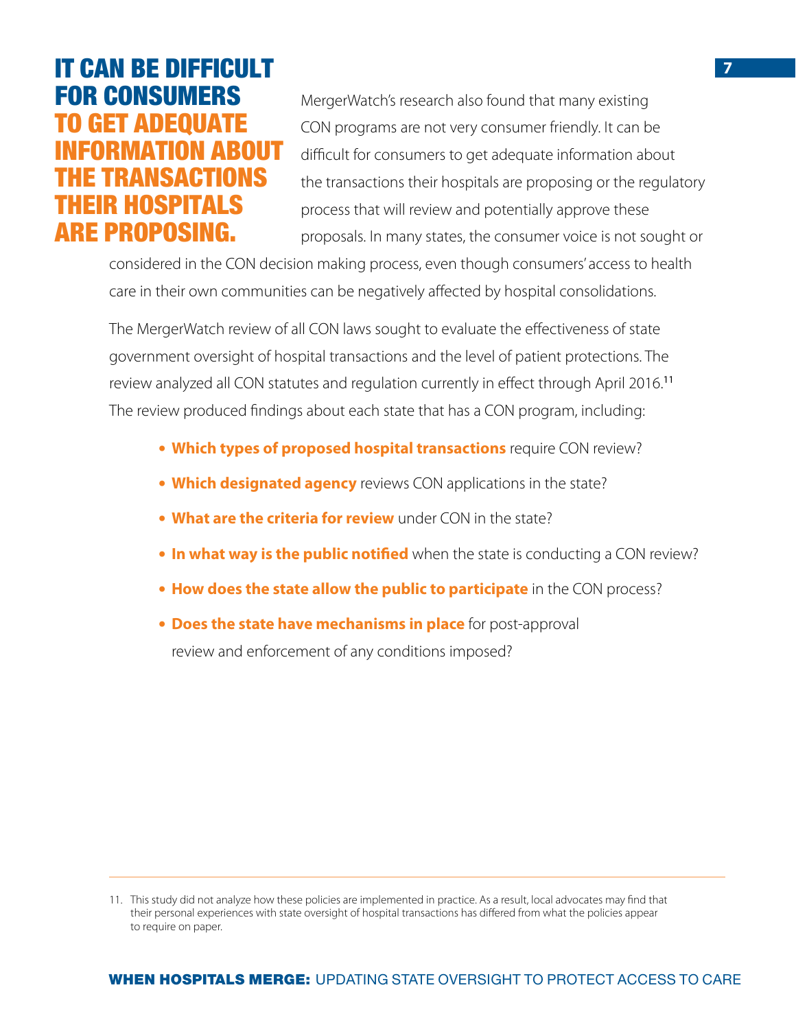## IT CAN BE DIFFICULT FOR CONSUMERS TO GET ADEQUATE INFORMATION ABOUT THE TRANSACTIONS THEIR HOSPITALS ARE PROPOSING.

MergerWatch's research also found that many existing CON programs are not very consumer friendly. It can be difficult for consumers to get adequate information about the transactions their hospitals are proposing or the regulatory process that will review and potentially approve these proposals. In many states, the consumer voice is not sought or considered in the CON decision making process, even though consumers' access to health care in their own communities can be negatively affected by hospital consolidations.

The MergerWatch review of all CON laws sought to evaluate the effectiveness of state government oversight of hospital transactions and the level of patient protections. The review analyzed all CON statutes and regulation currently in effect through April 2016.[11] The review produced findings about each state that has a CON program, including:

- **Which types of proposed hospital transactions** require CON review?
- **Which designated agency** reviews CON applications in the state?
- **What are the criteria for review** under CON in the state?
- **In what way is the public notified** when the state is conducting a CON review?
- **How does the state allow the public to participate** in the CON process?
- **Does the state have mechanisms in place** for post-approval review and enforcement of any conditions imposed?

---

11. This study did not analyze how these policies are implemented in practice. As a result, local advocates may find that their personal experiences with state oversight of hospital transactions has differed from what the policies appear to require on paper.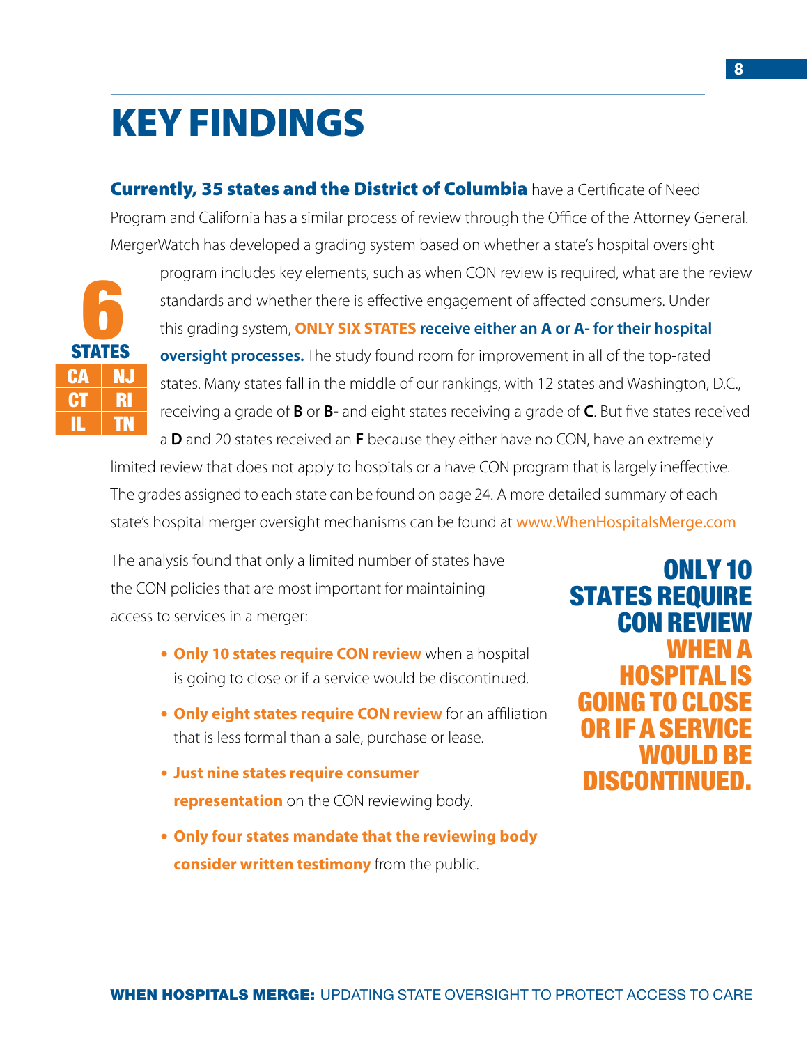# KEY FINDINGS

**Currently, 35 states and the District of Columbia** have a Certificate of Need Program and California has a similar process of review through the Office of the Attorney General. MergerWatch has developed a grading system based on whether a state's hospital oversight program includes key elements, such as when CON review is required, what are the review standards and whether there is effective engagement of affected consumers. Under this grading system, **ONLY SIX STATES receive either an A or A- for their hospital oversight processes.** The study found room for improvement in all of the top-rated states. Many states fall in the middle of our rankings, with 12 states and Washington, D.C., receiving a grade of **B** or **B-** and eight states receiving a grade of **C**. But five states received a **D** and 20 states received an **F** because they either have no CON, have an extremely limited review that does not apply to hospitals or a have CON program that is largely ineffective. The grades assigned to each state can be found on page 24. A more detailed summary of each state's hospital merger oversight mechanisms can be found at www.WhenHospitalsMerge.com

**6 STATES**

| CA | NJ |
|---|---|
| CT | RI |
| IL | TN |

The analysis found that only a limited number of states have the CON policies that are most important for maintaining access to services in a merger:

- **Only 10 states require CON review** when a hospital is going to close or if a service would be discontinued.
- **Only eight states require CON review** for an affiliation that is less formal than a sale, purchase or lease.
- **Just nine states require consumer representation** on the CON reviewing body.
- **Only four states mandate that the reviewing body consider written testimony** from the public.

**ONLY 10 STATES REQUIRE CON REVIEW WHEN A HOSPITAL IS GOING TO CLOSE OR IF A SERVICE WOULD BE DISCONTINUED.**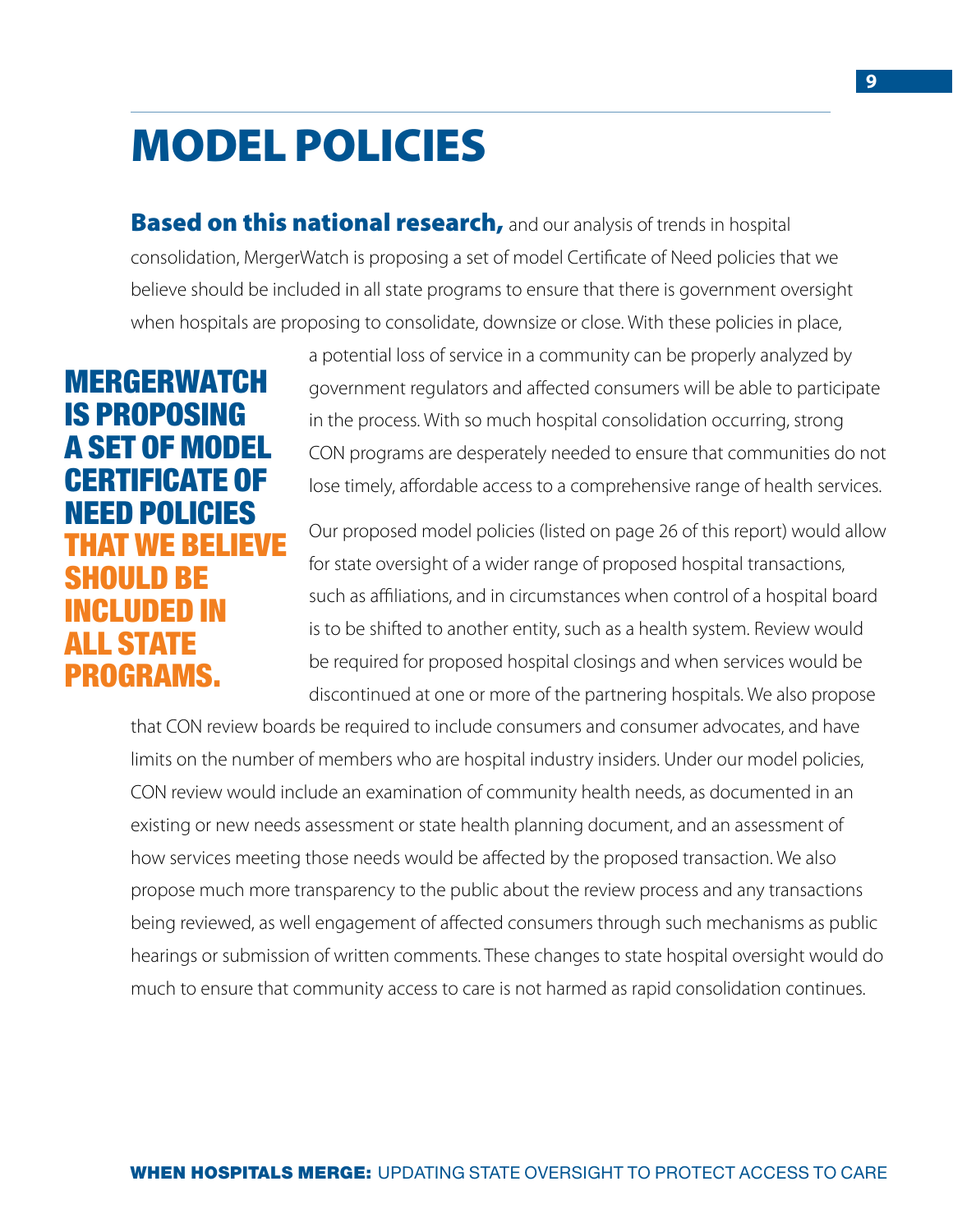# MODEL POLICIES

**Based on this national research,** and our analysis of trends in hospital consolidation, MergerWatch is proposing a set of model Certificate of Need policies that we believe should be included in all state programs to ensure that there is government oversight when hospitals are proposing to consolidate, downsize or close. With these policies in place, a potential loss of service in a community can be properly analyzed by government regulators and affected consumers will be able to participate in the process. With so much hospital consolidation occurring, strong CON programs are desperately needed to ensure that communities do not lose timely, affordable access to a comprehensive range of health services.

**MERGERWATCH IS PROPOSING A SET OF MODEL CERTIFICATE OF NEED POLICIES THAT WE BELIEVE SHOULD BE INCLUDED IN ALL STATE PROGRAMS.**

Our proposed model policies (listed on page 26 of this report) would allow for state oversight of a wider range of proposed hospital transactions, such as affiliations, and in circumstances when control of a hospital board is to be shifted to another entity, such as a health system. Review would be required for proposed hospital closings and when services would be discontinued at one or more of the partnering hospitals. We also propose that CON review boards be required to include consumers and consumer advocates, and have limits on the number of members who are hospital industry insiders. Under our model policies, CON review would include an examination of community health needs, as documented in an existing or new needs assessment or state health planning document, and an assessment of how services meeting those needs would be affected by the proposed transaction. We also propose much more transparency to the public about the review process and any transactions being reviewed, as well engagement of affected consumers through such mechanisms as public hearings or submission of written comments. These changes to state hospital oversight would do much to ensure that community access to care is not harmed as rapid consolidation continues.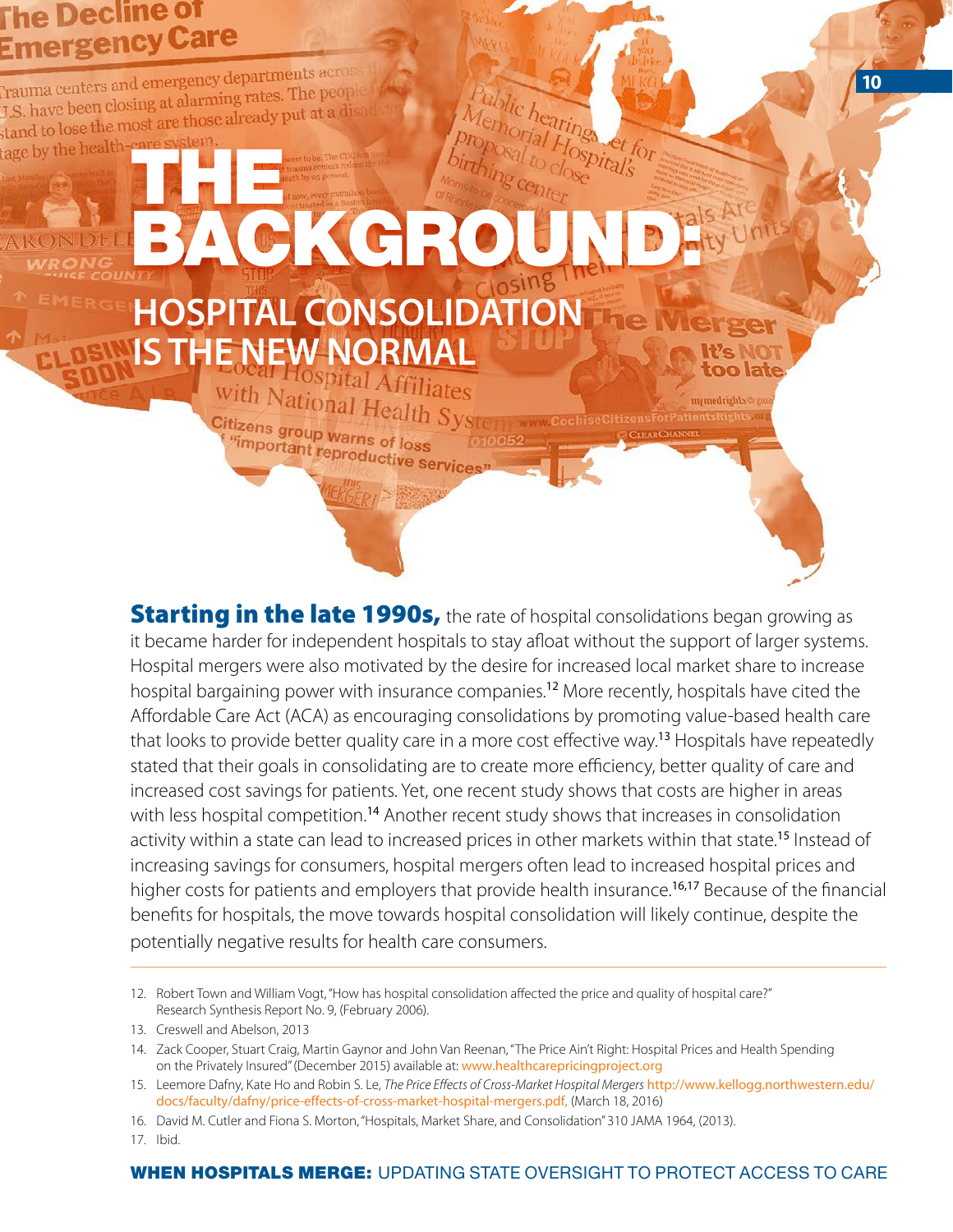# THE BACKGROUND:

## HOSPITAL CONSOLIDATION IS THE NEW NORMAL

**Starting in the late 1990s,** the rate of hospital consolidations began growing as it became harder for independent hospitals to stay afloat without the support of larger systems. Hospital mergers were also motivated by the desire for increased local market share to increase hospital bargaining power with insurance companies.[12] More recently, hospitals have cited the Affordable Care Act (ACA) as encouraging consolidations by promoting value-based health care that looks to provide better quality care in a more cost effective way.[13] Hospitals have repeatedly stated that their goals in consolidating are to create more efficiency, better quality of care and increased cost savings for patients. Yet, one recent study shows that costs are higher in areas with less hospital competition.[14] Another recent study shows that increases in consolidation activity within a state can lead to increased prices in other markets within that state.[15] Instead of increasing savings for consumers, hospital mergers often lead to increased hospital prices and higher costs for patients and employers that provide health insurance.[16,17] Because of the financial benefits for hospitals, the move towards hospital consolidation will likely continue, despite the potentially negative results for health care consumers.

---

12. Robert Town and William Vogt, "How has hospital consolidation affected the price and quality of hospital care?" Research Synthesis Report No. 9, (February 2006).
13. Creswell and Abelson, 2013
14. Zack Cooper, Stuart Craig, Martin Gaynor and John Van Reenan, "The Price Ain't Right: Hospital Prices and Health Spending on the Privately Insured" (December 2015) available at: www.healthcarepricingproject.org
15. Leemore Dafny, Kate Ho and Robin S. Le, *The Price Effects of Cross-Market Hospital Mergers* http://www.kellogg.northwestern.edu/docs/faculty/dafny/price-effects-of-cross-market-hospital-mergers.pdf, (March 18, 2016)
16. David M. Cutler and Fiona S. Morton, "Hospitals, Market Share, and Consolidation" 310 JAMA 1964, (2013).
17. Ibid.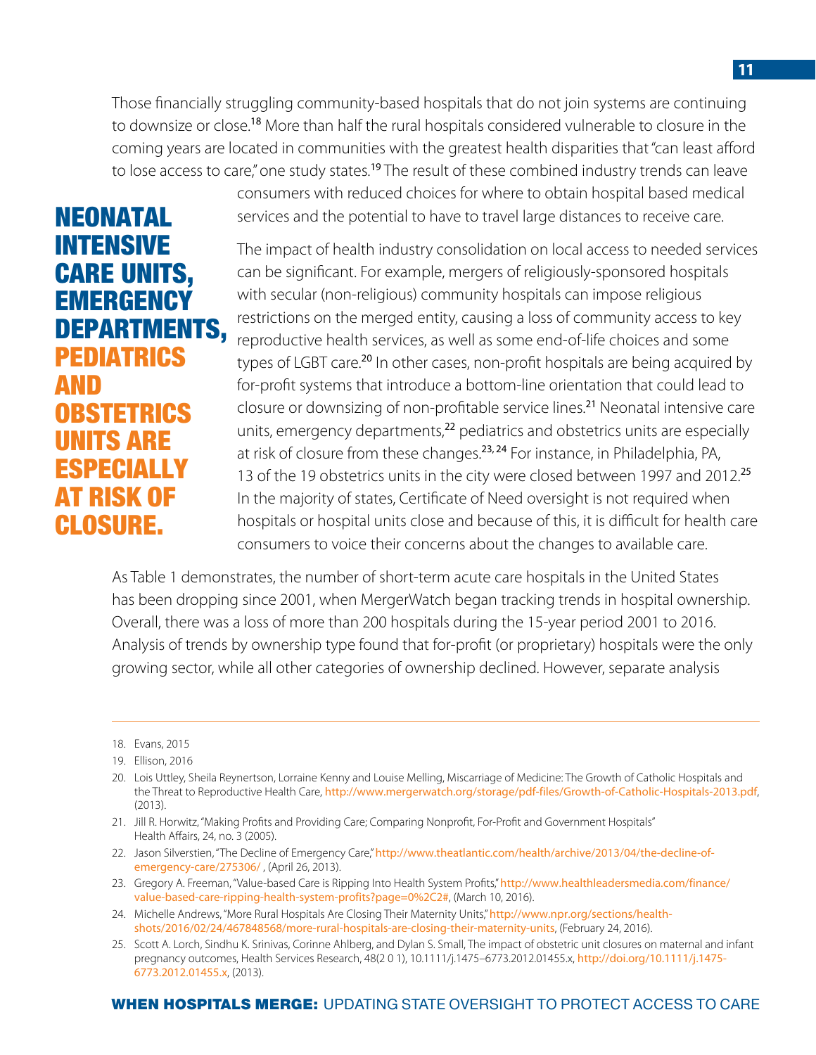Those financially struggling community-based hospitals that do not join systems are continuing to downsize or close.[18] More than half the rural hospitals considered vulnerable to closure in the coming years are located in communities with the greatest health disparities that "can least afford to lose access to care," one study states.[19] The result of these combined industry trends can leave consumers with reduced choices for where to obtain hospital based medical services and the potential to have to travel large distances to receive care.

**NEONATAL INTENSIVE CARE UNITS, EMERGENCY DEPARTMENTS, PEDIATRICS AND OBSTETRICS UNITS ARE ESPECIALLY AT RISK OF CLOSURE.**

The impact of health industry consolidation on local access to needed services can be significant. For example, mergers of religiously-sponsored hospitals with secular (non-religious) community hospitals can impose religious restrictions on the merged entity, causing a loss of community access to key reproductive health services, as well as some end-of-life choices and some types of LGBT care.[20] In other cases, non-profit hospitals are being acquired by for-profit systems that introduce a bottom-line orientation that could lead to closure or downsizing of non-profitable service lines.[21] Neonatal intensive care units, emergency departments,[22] pediatrics and obstetrics units are especially at risk of closure from these changes.[23,24] For instance, in Philadelphia, PA, 13 of the 19 obstetrics units in the city were closed between 1997 and 2012.[25] In the majority of states, Certificate of Need oversight is not required when hospitals or hospital units close and because of this, it is difficult for health care consumers to voice their concerns about the changes to available care.

As Table 1 demonstrates, the number of short-term acute care hospitals in the United States has been dropping since 2001, when MergerWatch began tracking trends in hospital ownership. Overall, there was a loss of more than 200 hospitals during the 15-year period 2001 to 2016. Analysis of trends by ownership type found that for-profit (or proprietary) hospitals were the only growing sector, while all other categories of ownership declined. However, separate analysis

---

18. Evans, 2015
19. Ellison, 2016
20. Lois Uttley, Sheila Reynertson, Lorraine Kenny and Louise Melling, Miscarriage of Medicine: The Growth of Catholic Hospitals and the Threat to Reproductive Health Care, http://www.mergerwatch.org/storage/pdf-files/Growth-of-Catholic-Hospitals-2013.pdf, (2013).
21. Jill R. Horwitz, "Making Profits and Providing Care; Comparing Nonprofit, For-Profit and Government Hospitals" Health Affairs, 24, no. 3 (2005).
22. Jason Silverstien, "The Decline of Emergency Care," http://www.theatlantic.com/health/archive/2013/04/the-decline-of-emergency-care/275306/ , (April 26, 2013).
23. Gregory A. Freeman, "Value-based Care is Ripping Into Health System Profits," http://www.healthleadersmedia.com/finance/value-based-care-ripping-health-system-profits?page=0%2C2#, (March 10, 2016).
24. Michelle Andrews, "More Rural Hospitals Are Closing Their Maternity Units," http://www.npr.org/sections/health-shots/2016/02/24/467848568/more-rural-hospitals-are-closing-their-maternity-units, (February 24, 2016).
25. Scott A. Lorch, Sindhu K. Srinivas, Corinne Ahlberg, and Dylan S. Small, The impact of obstetric unit closures on maternal and infant pregnancy outcomes, Health Services Research, 48(2 0 1), 10.1111/j.1475–6773.2012.01455.x, http://doi.org/10.1111/j.1475-6773.2012.01455.x, (2013).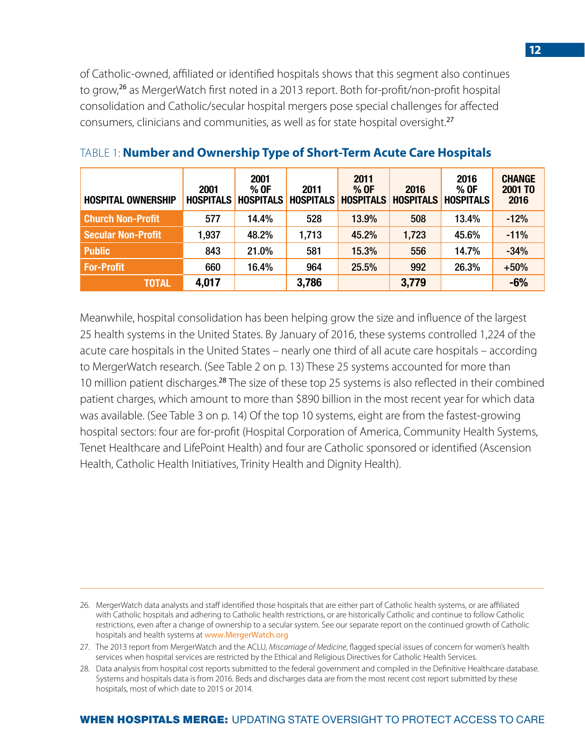of Catholic-owned, affiliated or identified hospitals shows that this segment also continues to grow,[26] as MergerWatch first noted in a 2013 report. Both for-profit/non-profit hospital consolidation and Catholic/secular hospital mergers pose special challenges for affected consumers, clinicians and communities, as well as for state hospital oversight.[27]

TABLE 1: **Number and Ownership Type of Short-Term Acute Care Hospitals**

| HOSPITAL OWNERSHIP | 2001 HOSPITALS | 2001 % OF HOSPITALS | 2011 HOSPITALS | 2011 % OF HOSPITALS | 2016 HOSPITALS | 2016 % OF HOSPITALS | CHANGE 2001 TO 2016 |
|---|---|---|---|---|---|---|---|
| Church Non-Profit | 577 | 14.4% | 528 | 13.9% | 508 | 13.4% | -12% |
| Secular Non-Profit | 1,937 | 48.2% | 1,713 | 45.2% | 1,723 | 45.6% | -11% |
| Public | 843 | 21.0% | 581 | 15.3% | 556 | 14.7% | -34% |
| For-Profit | 660 | 16.4% | 964 | 25.5% | 992 | 26.3% | +50% |
| **TOTAL** | **4,017** | | **3,786** | | **3,779** | | **-6%** |

Meanwhile, hospital consolidation has been helping grow the size and influence of the largest 25 health systems in the United States. By January of 2016, these systems controlled 1,224 of the acute care hospitals in the United States – nearly one third of all acute care hospitals – according to MergerWatch research. (See Table 2 on p. 13) These 25 systems accounted for more than 10 million patient discharges.[28] The size of these top 25 systems is also reflected in their combined patient charges, which amount to more than $890 billion in the most recent year for which data was available. (See Table 3 on p. 14) Of the top 10 systems, eight are from the fastest-growing hospital sectors: four are for-profit (Hospital Corporation of America, Community Health Systems, Tenet Healthcare and LifePoint Health) and four are Catholic sponsored or identified (Ascension Health, Catholic Health Initiatives, Trinity Health and Dignity Health).

---

26. MergerWatch data analysts and staff identified those hospitals that are either part of Catholic health systems, or are affiliated with Catholic hospitals and adhering to Catholic health restrictions, or are historically Catholic and continue to follow Catholic restrictions, even after a change of ownership to a secular system. See our separate report on the continued growth of Catholic hospitals and health systems at www.MergerWatch.org

27. The 2013 report from MergerWatch and the ACLU, *Miscarriage of Medicine*, flagged special issues of concern for women's health services when hospital services are restricted by the Ethical and Religious Directives for Catholic Health Services.

28. Data analysis from hospital cost reports submitted to the federal government and compiled in the Definitive Healthcare database. Systems and hospitals data is from 2016. Beds and discharges data are from the most recent cost report submitted by these hospitals, most of which date to 2015 or 2014.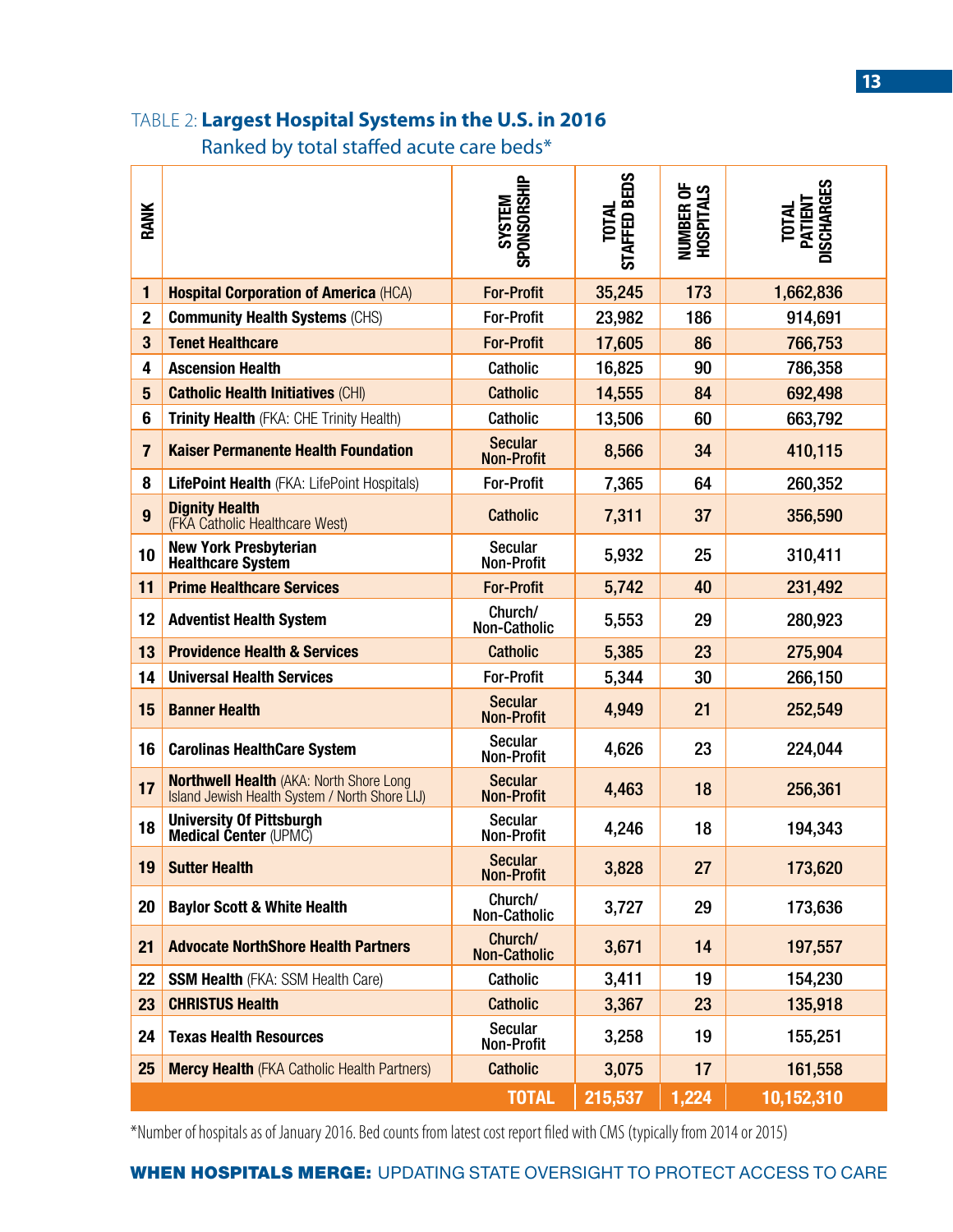### TABLE 2: **Largest Hospital Systems in the U.S. in 2016**

Ranked by total staffed acute care beds*

| RANK | | SYSTEM SPONSORSHIP | TOTAL STAFFED BEDS | NUMBER OF HOSPITALS | TOTAL PATIENT DISCHARGES |
|---|---|---|---|---|---|
| 1 | **Hospital Corporation of America** (HCA) | For-Profit | 35,245 | 173 | 1,662,836 |
| 2 | **Community Health Systems** (CHS) | For-Profit | 23,982 | 186 | 914,691 |
| 3 | **Tenet Healthcare** | For-Profit | 17,605 | 86 | 766,753 |
| 4 | **Ascension Health** | Catholic | 16,825 | 90 | 786,358 |
| 5 | **Catholic Health Initiatives** (CHI) | Catholic | 14,555 | 84 | 692,498 |
| 6 | **Trinity Health** (FKA: CHE Trinity Health) | Catholic | 13,506 | 60 | 663,792 |
| 7 | **Kaiser Permanente Health Foundation** | Secular Non-Profit | 8,566 | 34 | 410,115 |
| 8 | **LifePoint Health** (FKA: LifePoint Hospitals) | For-Profit | 7,365 | 64 | 260,352 |
| 9 | **Dignity Health** (FKA Catholic Healthcare West) | Catholic | 7,311 | 37 | 356,590 |
| 10 | **New York Presbyterian Healthcare System** | Secular Non-Profit | 5,932 | 25 | 310,411 |
| 11 | **Prime Healthcare Services** | For-Profit | 5,742 | 40 | 231,492 |
| 12 | **Adventist Health System** | Church/ Non-Catholic | 5,553 | 29 | 280,923 |
| 13 | **Providence Health & Services** | Catholic | 5,385 | 23 | 275,904 |
| 14 | **Universal Health Services** | For-Profit | 5,344 | 30 | 266,150 |
| 15 | **Banner Health** | Secular Non-Profit | 4,949 | 21 | 252,549 |
| 16 | **Carolinas HealthCare System** | Secular Non-Profit | 4,626 | 23 | 224,044 |
| 17 | **Northwell Health** (AKA: North Shore Long Island Jewish Health System / North Shore LIJ) | Secular Non-Profit | 4,463 | 18 | 256,361 |
| 18 | **University Of Pittsburgh Medical Center** (UPMC) | Secular Non-Profit | 4,246 | 18 | 194,343 |
| 19 | **Sutter Health** | Secular Non-Profit | 3,828 | 27 | 173,620 |
| 20 | **Baylor Scott & White Health** | Church/ Non-Catholic | 3,727 | 29 | 173,636 |
| 21 | **Advocate NorthShore Health Partners** | Church/ Non-Catholic | 3,671 | 14 | 197,557 |
| 22 | **SSM Health** (FKA: SSM Health Care) | Catholic | 3,411 | 19 | 154,230 |
| 23 | **CHRISTUS Health** | Catholic | 3,367 | 23 | 135,918 |
| 24 | **Texas Health Resources** | Secular Non-Profit | 3,258 | 19 | 155,251 |
| 25 | **Mercy Health** (FKA Catholic Health Partners) | Catholic | 3,075 | 17 | 161,558 |
| | | **TOTAL** | **215,537** | **1,224** | **10,152,310** |

*Number of hospitals as of January 2016. Bed counts from latest cost report filed with CMS (typically from 2014 or 2015)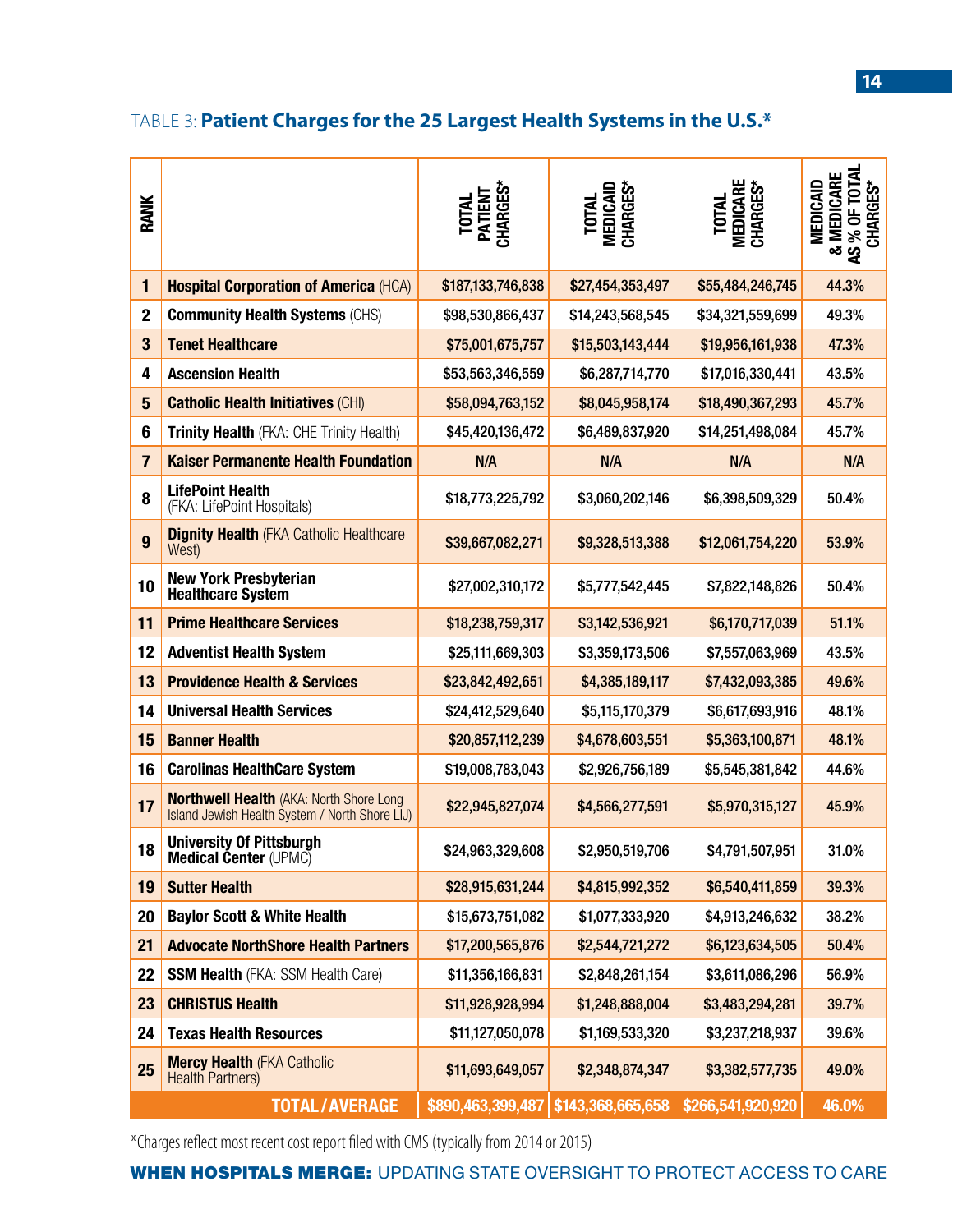TABLE 3: **Patient Charges for the 25 Largest Health Systems in the U.S.***

| RANK | | TOTAL PATIENT CHARGES* | TOTAL MEDICAID CHARGES* | TOTAL MEDICARE CHARGES* | MEDICAID & MEDICARE AS % OF TOTAL CHARGES* |
|---|---|---|---|---|---|
| 1 | **Hospital Corporation of America** (HCA) | $187,133,746,838 | $27,454,353,497 | $55,484,246,745 | 44.3% |
| 2 | **Community Health Systems** (CHS) | $98,530,866,437 | $14,243,568,545 | $34,321,559,699 | 49.3% |
| 3 | **Tenet Healthcare** | $75,001,675,757 | $15,503,143,444 | $19,956,161,938 | 47.3% |
| 4 | **Ascension Health** | $53,563,346,559 | $6,287,714,770 | $17,016,330,441 | 43.5% |
| 5 | **Catholic Health Initiatives** (CHI) | $58,094,763,152 | $8,045,958,174 | $18,490,367,293 | 45.7% |
| 6 | **Trinity Health** (FKA: CHE Trinity Health) | $45,420,136,472 | $6,489,837,920 | $14,251,498,084 | 45.7% |
| 7 | **Kaiser Permanente Health Foundation** | N/A | N/A | N/A | N/A |
| 8 | **LifePoint Health** (FKA: LifePoint Hospitals) | $18,773,225,792 | $3,060,202,146 | $6,398,509,329 | 50.4% |
| 9 | **Dignity Health** (FKA Catholic Healthcare West) | $39,667,082,271 | $9,328,513,388 | $12,061,754,220 | 53.9% |
| 10 | **New York Presbyterian Healthcare System** | $27,002,310,172 | $5,777,542,445 | $7,822,148,826 | 50.4% |
| 11 | **Prime Healthcare Services** | $18,238,759,317 | $3,142,536,921 | $6,170,717,039 | 51.1% |
| 12 | **Adventist Health System** | $25,111,669,303 | $3,359,173,506 | $7,557,063,969 | 43.5% |
| 13 | **Providence Health & Services** | $23,842,492,651 | $4,385,189,117 | $7,432,093,385 | 49.6% |
| 14 | **Universal Health Services** | $24,412,529,640 | $5,115,170,379 | $6,617,693,916 | 48.1% |
| 15 | **Banner Health** | $20,857,112,239 | $4,678,603,551 | $5,363,100,871 | 48.1% |
| 16 | **Carolinas HealthCare System** | $19,008,783,043 | $2,926,756,189 | $5,545,381,842 | 44.6% |
| 17 | **Northwell Health** (AKA: North Shore Long Island Jewish Health System / North Shore LIJ) | $22,945,827,074 | $4,566,277,591 | $5,970,315,127 | 45.9% |
| 18 | **University Of Pittsburgh Medical Center** (UPMC) | $24,963,329,608 | $2,950,519,706 | $4,791,507,951 | 31.0% |
| 19 | **Sutter Health** | $28,915,631,244 | $4,815,992,352 | $6,540,411,859 | 39.3% |
| 20 | **Baylor Scott & White Health** | $15,673,751,082 | $1,077,333,920 | $4,913,246,632 | 38.2% |
| 21 | **Advocate NorthShore Health Partners** | $17,200,565,876 | $2,544,721,272 | $6,123,634,505 | 50.4% |
| 22 | **SSM Health** (FKA: SSM Health Care) | $11,356,166,831 | $2,848,261,154 | $3,611,086,296 | 56.9% |
| 23 | **CHRISTUS Health** | $11,928,928,994 | $1,248,888,004 | $3,483,294,281 | 39.7% |
| 24 | **Texas Health Resources** | $11,127,050,078 | $1,169,533,320 | $3,237,218,937 | 39.6% |
| 25 | **Mercy Health** (FKA Catholic Health Partners) | $11,693,649,057 | $2,348,874,347 | $3,382,577,735 | 49.0% |
| | **TOTAL / AVERAGE** | **$890,463,399,487** | **$143,368,665,658** | **$266,541,920,920** | **46.0%** |

*Charges reflect most recent cost report filed with CMS (typically from 2014 or 2015)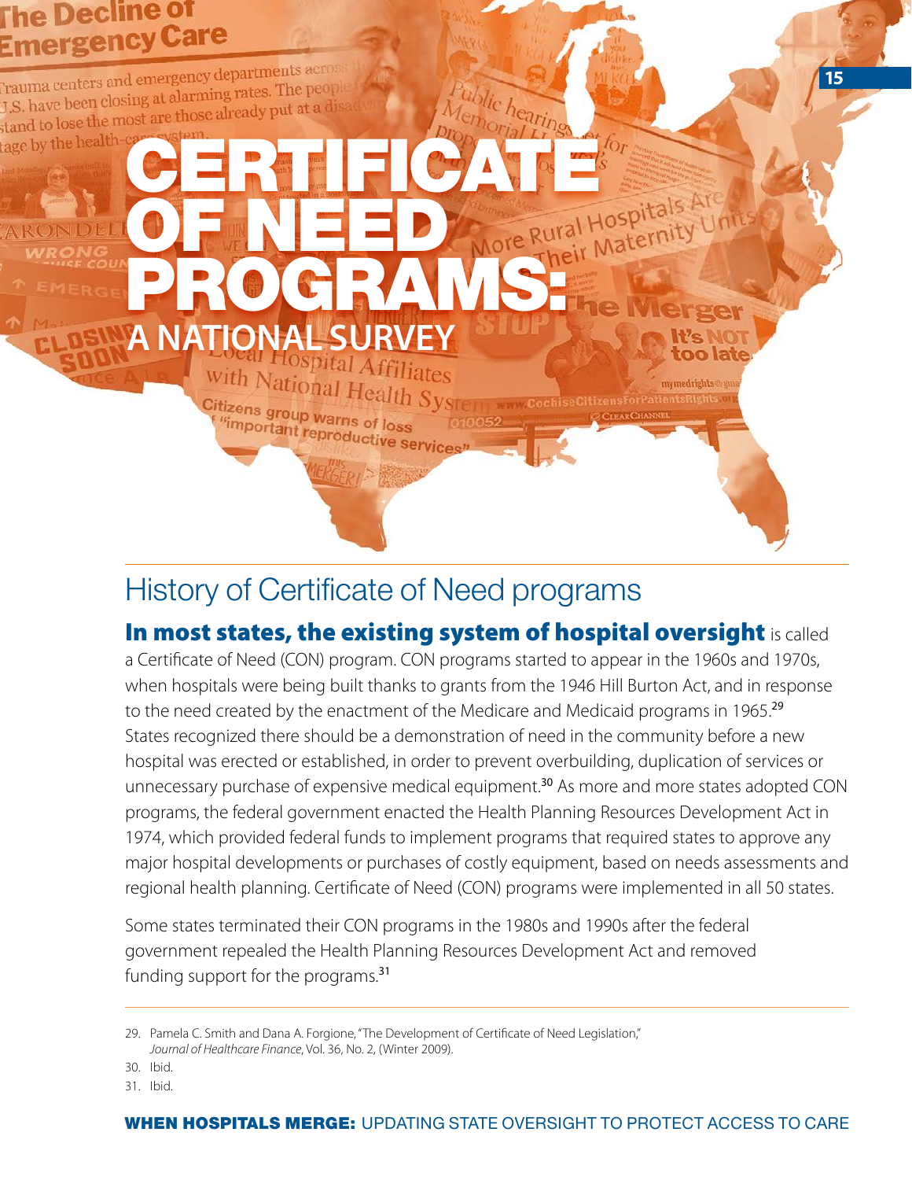# CERTIFICATE OF NEED PROGRAMS: A NATIONAL SURVEY

## History of Certificate of Need programs

**In most states, the existing system of hospital oversight** is called a Certificate of Need (CON) program. CON programs started to appear in the 1960s and 1970s, when hospitals were being built thanks to grants from the 1946 Hill Burton Act, and in response to the need created by the enactment of the Medicare and Medicaid programs in 1965.[29] States recognized there should be a demonstration of need in the community before a new hospital was erected or established, in order to prevent overbuilding, duplication of services or unnecessary purchase of expensive medical equipment.[30] As more and more states adopted CON programs, the federal government enacted the Health Planning Resources Development Act in 1974, which provided federal funds to implement programs that required states to approve any major hospital developments or purchases of costly equipment, based on needs assessments and regional health planning. Certificate of Need (CON) programs were implemented in all 50 states.

Some states terminated their CON programs in the 1980s and 1990s after the federal government repealed the Health Planning Resources Development Act and removed funding support for the programs.[31]

29. Pamela C. Smith and Dana A. Forgione, "The Development of Certificate of Need Legislation," *Journal of Healthcare Finance*, Vol. 36, No. 2, (Winter 2009).

30. Ibid.

31. Ibid.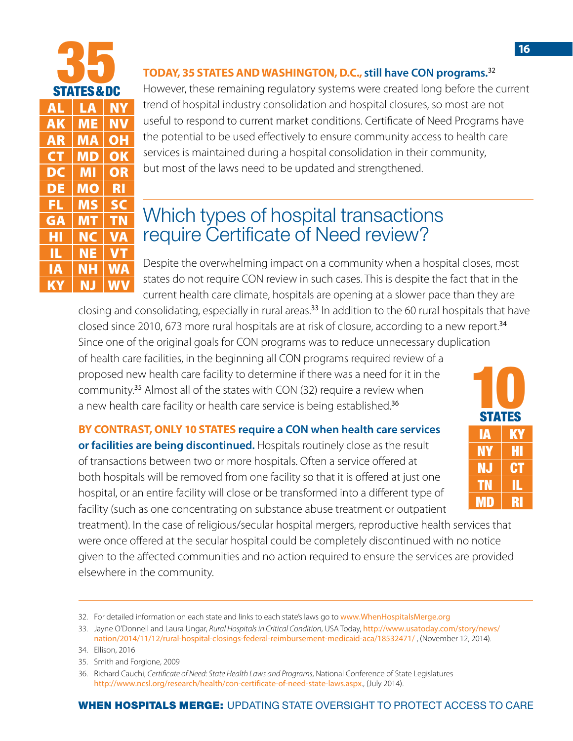**35 STATES & DC**

| | | |
|---|---|---|
| AL | LA | NY |
| AK | ME | NV |
| AR | MA | OH |
| CT | MD | OK |
| DC | MI | OR |
| DE | MO | RI |
| FL | MS | SC |
| GA | MT | TN |
| HI | NC | VA |
| IL | NE | VT |
| IA | NH | WA |
| KY | NJ | WV |

**TODAY, 35 STATES AND WASHINGTON, D.C., still have CON programs.**[32] However, these remaining regulatory systems were created long before the current trend of hospital industry consolidation and hospital closures, so most are not useful to respond to current market conditions. Certificate of Need Programs have the potential to be used effectively to ensure community access to health care services is maintained during a hospital consolidation in their community, but most of the laws need to be updated and strengthened.

## Which types of hospital transactions require Certificate of Need review?

Despite the overwhelming impact on a community when a hospital closes, most states do not require CON review in such cases. This is despite the fact that in the current health care climate, hospitals are opening at a slower pace than they are closing and consolidating, especially in rural areas.[33] In addition to the 60 rural hospitals that have closed since 2010, 673 more rural hospitals are at risk of closure, according to a new report.[34] Since one of the original goals for CON programs was to reduce unnecessary duplication of health care facilities, in the beginning all CON programs required review of a proposed new health care facility to determine if there was a need for it in the community.[35] Almost all of the states with CON (32) require a review when a new health care facility or health care service is being established.[36]

**10 STATES**

| | |
|---|---|
| IA | KY |
| NY | HI |
| NJ | CT |
| TN | IL |
| MD | RI |

**BY CONTRAST, ONLY 10 STATES require a CON when health care services or facilities are being discontinued.** Hospitals routinely close as the result of transactions between two or more hospitals. Often a service offered at both hospitals will be removed from one facility so that it is offered at just one hospital, or an entire facility will close or be transformed into a different type of facility (such as one concentrating on substance abuse treatment or outpatient treatment). In the case of religious/secular hospital mergers, reproductive health services that were once offered at the secular hospital could be completely discontinued with no notice given to the affected communities and no action required to ensure the services are provided elsewhere in the community.

---

32. For detailed information on each state and links to each state's laws go to www.WhenHospitalsMerge.org
33. Jayne O'Donnell and Laura Ungar, *Rural Hospitals in Critical Condition*, USA Today, http://www.usatoday.com/story/news/nation/2014/11/12/rural-hospital-closings-federal-reimbursement-medicaid-aca/18532471/ , (November 12, 2014).
34. Ellison, 2016
35. Smith and Forgione, 2009
36. Richard Cauchi, *Certificate of Need: State Health Laws and Programs*, National Conference of State Legislatures http://www.ncsl.org/research/health/con-certificate-of-need-state-laws.aspx., (July 2014).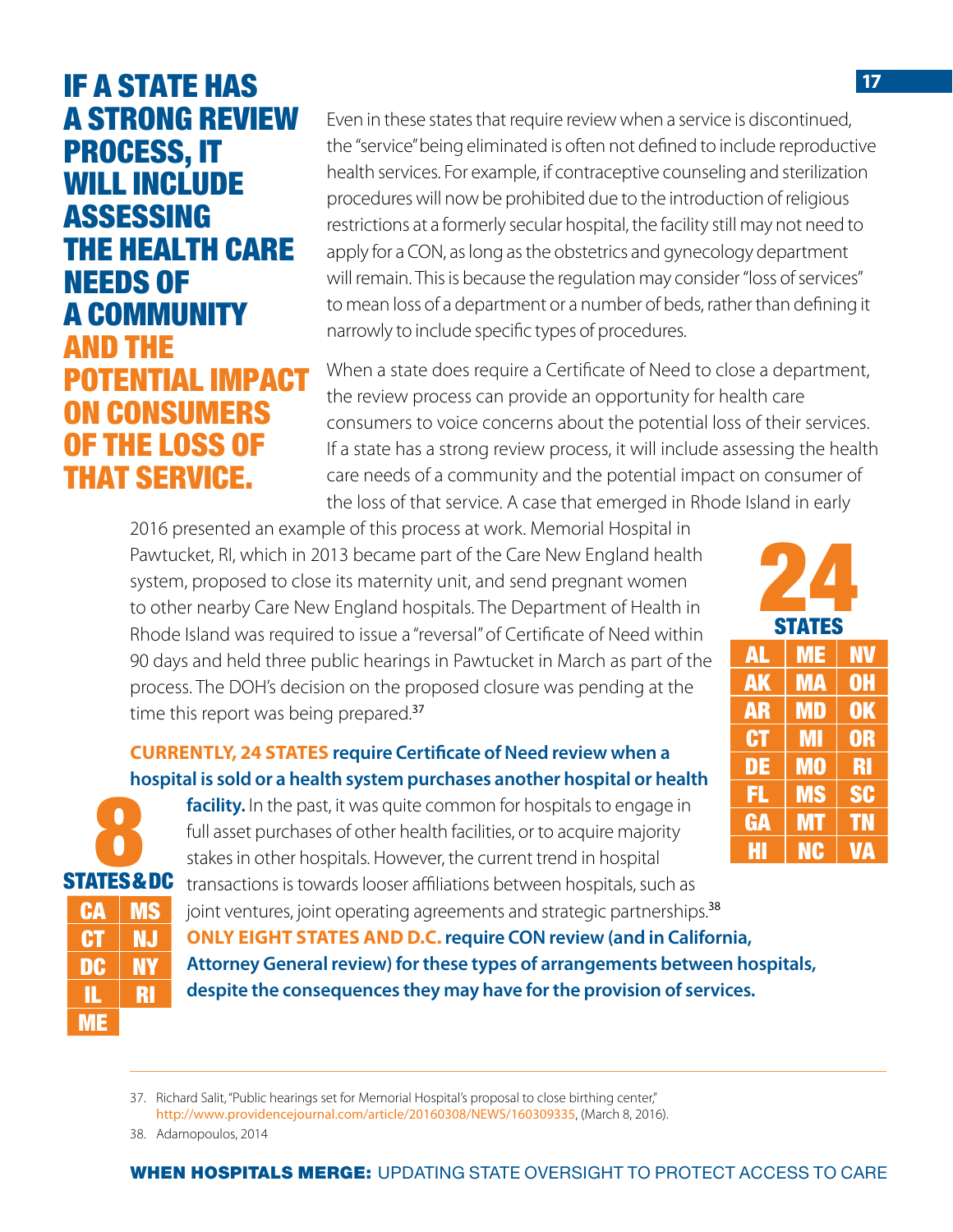**IF A STATE HAS A STRONG REVIEW PROCESS, IT WILL INCLUDE ASSESSING THE HEALTH CARE NEEDS OF A COMMUNITY AND THE POTENTIAL IMPACT ON CONSUMERS OF THE LOSS OF THAT SERVICE.**

Even in these states that require review when a service is discontinued, the "service" being eliminated is often not defined to include reproductive health services. For example, if contraceptive counseling and sterilization procedures will now be prohibited due to the introduction of religious restrictions at a formerly secular hospital, the facility still may not need to apply for a CON, as long as the obstetrics and gynecology department will remain. This is because the regulation may consider "loss of services" to mean loss of a department or a number of beds, rather than defining it narrowly to include specific types of procedures.

When a state does require a Certificate of Need to close a department, the review process can provide an opportunity for health care consumers to voice concerns about the potential loss of their services. If a state has a strong review process, it will include assessing the health care needs of a community and the potential impact on consumer of the loss of that service. A case that emerged in Rhode Island in early 2016 presented an example of this process at work. Memorial Hospital in Pawtucket, RI, which in 2013 became part of the Care New England health system, proposed to close its maternity unit, and send pregnant women to other nearby Care New England hospitals. The Department of Health in Rhode Island was required to issue a "reversal" of Certificate of Need within 90 days and held three public hearings in Pawtucket in March as part of the process. The DOH's decision on the proposed closure was pending at the time this report was being prepared.[37]

**24 STATES**

| | | |
|---|---|---|
| AL | ME | NV |
| AK | MA | OH |
| AR | MD | OK |
| CT | MI | OR |
| DE | MO | RI |
| FL | MS | SC |
| GA | MT | TN |
| HI | NC | VA |

**CURRENTLY, 24 STATES require Certificate of Need review when a hospital is sold or a health system purchases another hospital or health facility.** In the past, it was quite common for hospitals to engage in full asset purchases of other health facilities, or to acquire majority stakes in other hospitals. However, the current trend in hospital transactions is towards looser affiliations between hospitals, such as joint ventures, joint operating agreements and strategic partnerships.[38] **ONLY EIGHT STATES AND D.C. require CON review (and in California, Attorney General review) for these types of arrangements between hospitals, despite the consequences they may have for the provision of services.**

**8 STATES & DC**

| | |
|---|---|
| CA | MS |
| CT | NJ |
| DC | NY |
| IL | RI |
| ME | |

---

37. Richard Salit, "Public hearings set for Memorial Hospital's proposal to close birthing center," http://www.providencejournal.com/article/20160308/NEWS/160309335, (March 8, 2016).

38. Adamopoulos, 2014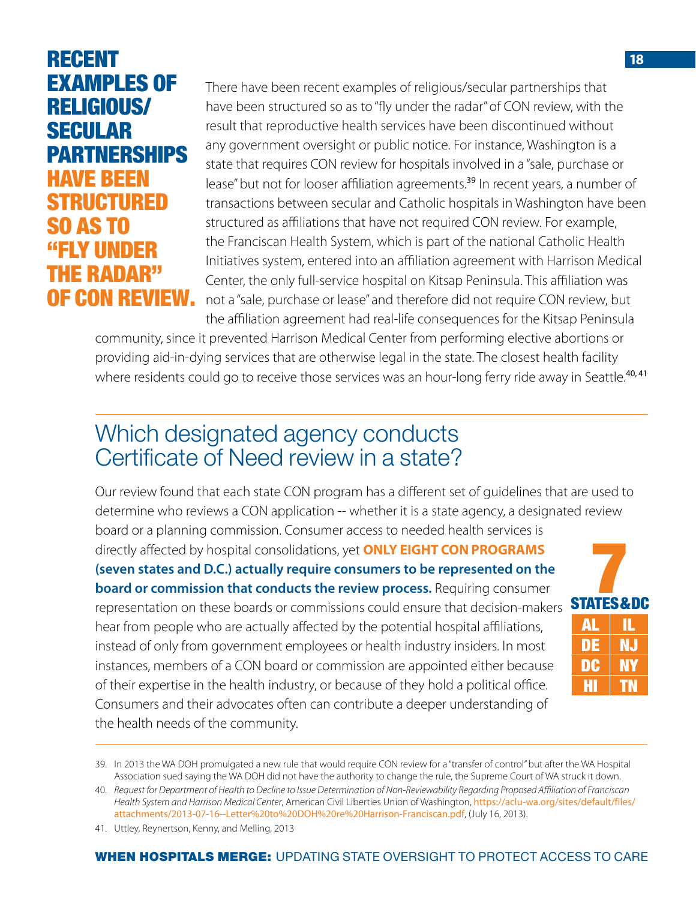**RECENT EXAMPLES OF RELIGIOUS/SECULAR PARTNERSHIPS HAVE BEEN STRUCTURED SO AS TO "FLY UNDER THE RADAR" OF CON REVIEW.**

There have been recent examples of religious/secular partnerships that have been structured so as to "fly under the radar" of CON review, with the result that reproductive health services have been discontinued without any government oversight or public notice. For instance, Washington is a state that requires CON review for hospitals involved in a "sale, purchase or lease" but not for looser affiliation agreements.[39] In recent years, a number of transactions between secular and Catholic hospitals in Washington have been structured as affiliations that have not required CON review. For example, the Franciscan Health System, which is part of the national Catholic Health Initiatives system, entered into an affiliation agreement with Harrison Medical Center, the only full-service hospital on Kitsap Peninsula. This affiliation was not a "sale, purchase or lease" and therefore did not require CON review, but the affiliation agreement had real-life consequences for the Kitsap Peninsula community, since it prevented Harrison Medical Center from performing elective abortions or providing aid-in-dying services that are otherwise legal in the state. The closest health facility where residents could go to receive those services was an hour-long ferry ride away in Seattle.[40, 41]

## Which designated agency conducts Certificate of Need review in a state?

Our review found that each state CON program has a different set of guidelines that are used to determine who reviews a CON application -- whether it is a state agency, a designated review board or a planning commission. Consumer access to needed health services is directly affected by hospital consolidations, yet **ONLY EIGHT CON PROGRAMS (seven states and D.C.) actually require consumers to be represented on the board or commission that conducts the review process.** Requiring consumer representation on these boards or commissions could ensure that decision-makers hear from people who are actually affected by the potential hospital affiliations, instead of only from government employees or health industry insiders. In most instances, members of a CON board or commission are appointed either because of their expertise in the health industry, or because of they hold a political office. Consumers and their advocates often can contribute a deeper understanding of the health needs of the community.

**7 STATES & DC**

| | |
|---|---|
| AL | IL |
| DE | NJ |
| DC | NY |
| HI | TN |

39. In 2013 the WA DOH promulgated a new rule that would require CON review for a "transfer of control" but after the WA Hospital Association sued saying the WA DOH did not have the authority to change the rule, the Supreme Court of WA struck it down.

40. *Request for Department of Health to Decline to Issue Determination of Non-Reviewability Regarding Proposed Affiliation of Franciscan Health System and Harrison Medical Center*, American Civil Liberties Union of Washington, https://aclu-wa.org/sites/default/files/attachments/2013-07-16--Letter%20to%20DOH%20re%20Harrison-Franciscan.pdf, (July 16, 2013).

41. Uttley, Reynertson, Kenny, and Melling, 2013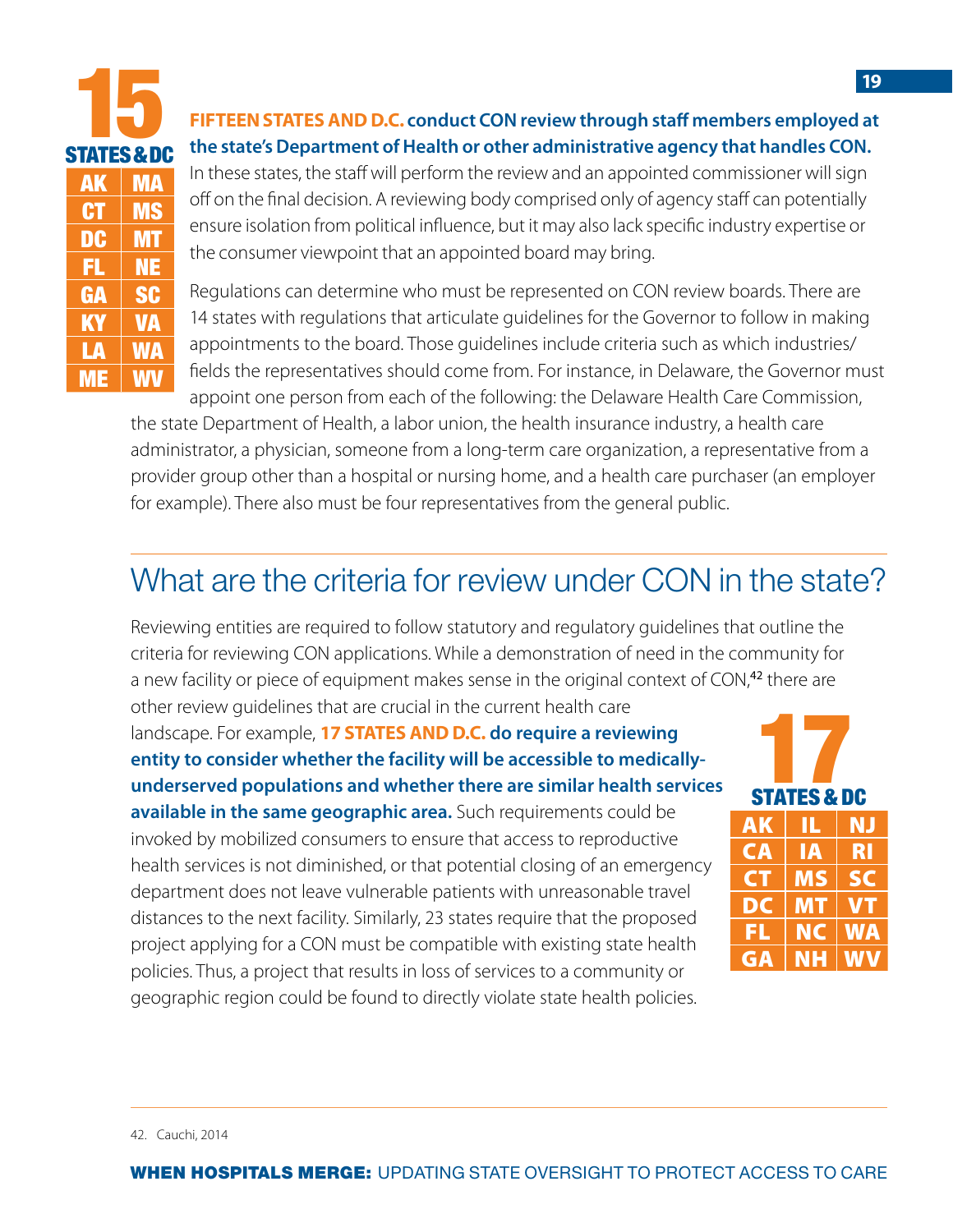**15 STATES & DC**

| | |
|---|---|
| AK | MA |
| CT | MS |
| DC | MT |
| FL | NE |
| GA | SC |
| KY | VA |
| LA | WA |
| ME | WV |

**FIFTEEN STATES AND D.C. conduct CON review through staff members employed at the state's Department of Health or other administrative agency that handles CON.** In these states, the staff will perform the review and an appointed commissioner will sign off on the final decision. A reviewing body comprised only of agency staff can potentially ensure isolation from political influence, but it may also lack specific industry expertise or the consumer viewpoint that an appointed board may bring.

Regulations can determine who must be represented on CON review boards. There are 14 states with regulations that articulate guidelines for the Governor to follow in making appointments to the board. Those guidelines include criteria such as which industries/fields the representatives should come from. For instance, in Delaware, the Governor must appoint one person from each of the following: the Delaware Health Care Commission, the state Department of Health, a labor union, the health insurance industry, a health care administrator, a physician, someone from a long-term care organization, a representative from a provider group other than a hospital or nursing home, and a health care purchaser (an employer for example). There also must be four representatives from the general public.

## What are the criteria for review under CON in the state?

Reviewing entities are required to follow statutory and regulatory guidelines that outline the criteria for reviewing CON applications. While a demonstration of need in the community for a new facility or piece of equipment makes sense in the original context of CON,[42] there are other review guidelines that are crucial in the current health care landscape. For example, **17 STATES AND D.C. do require a reviewing entity to consider whether the facility will be accessible to medically-underserved populations and whether there are similar health services available in the same geographic area.** Such requirements could be invoked by mobilized consumers to ensure that access to reproductive health services is not diminished, or that potential closing of an emergency department does not leave vulnerable patients with unreasonable travel distances to the next facility. Similarly, 23 states require that the proposed project applying for a CON must be compatible with existing state health policies. Thus, a project that results in loss of services to a community or geographic region could be found to directly violate state health policies.

**17 STATES & DC**

| | | |
|---|---|---|
| AK | IL | NJ |
| CA | IA | RI |
| CT | MS | SC |
| DC | MT | VT |
| FL | NC | WA |
| GA | NH | WV |

42. Cauchi, 2014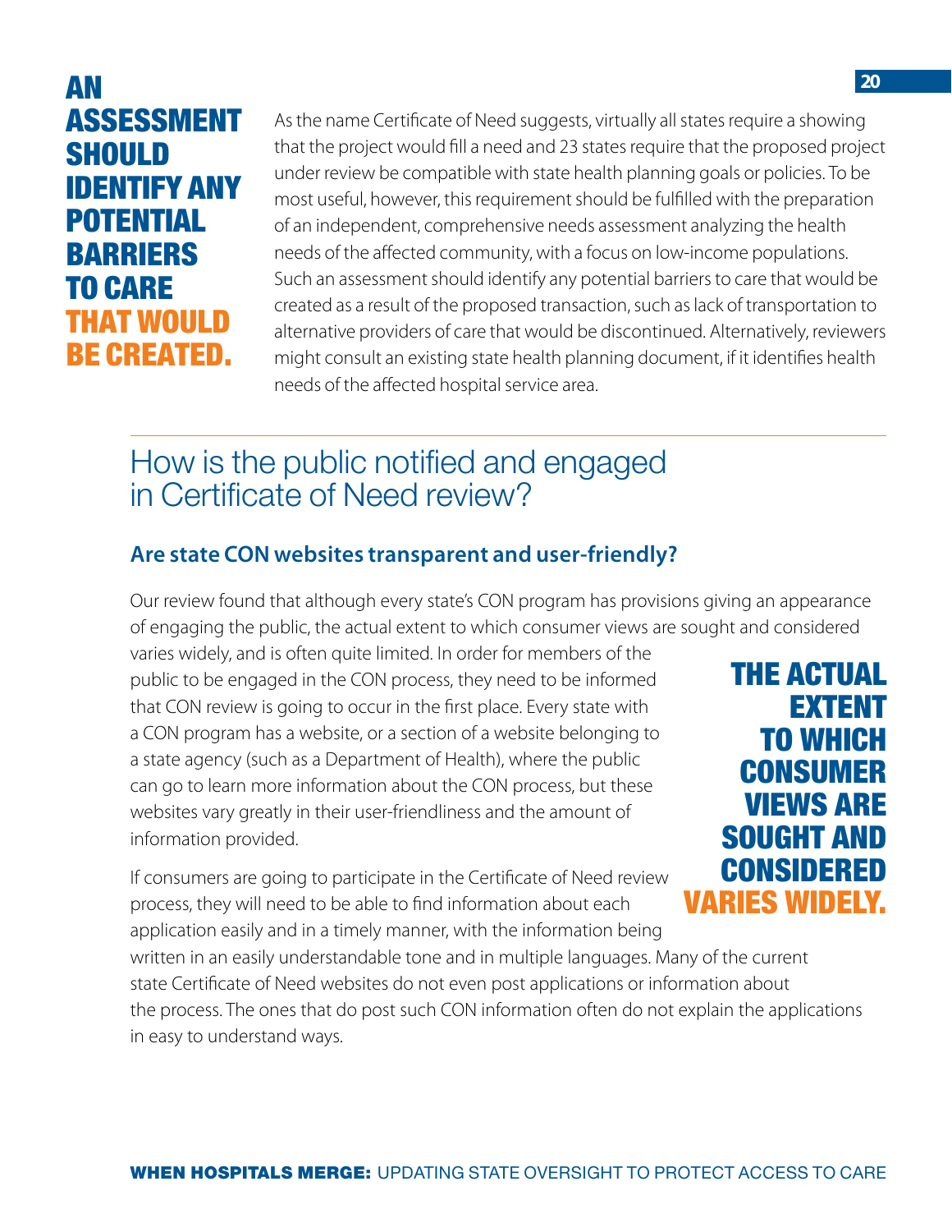**AN ASSESSMENT SHOULD IDENTIFY ANY POTENTIAL BARRIERS TO CARE THAT WOULD BE CREATED.**

As the name Certificate of Need suggests, virtually all states require a showing that the project would fill a need and 23 states require that the proposed project under review be compatible with state health planning goals or policies. To be most useful, however, this requirement should be fulfilled with the preparation of an independent, comprehensive needs assessment analyzing the health needs of the affected community, with a focus on low-income populations. Such an assessment should identify any potential barriers to care that would be created as a result of the proposed transaction, such as lack of transportation to alternative providers of care that would be discontinued. Alternatively, reviewers might consult an existing state health planning document, if it identifies health needs of the affected hospital service area.

## How is the public notified and engaged in Certificate of Need review?

### Are state CON websites transparent and user-friendly?

Our review found that although every state's CON program has provisions giving an appearance of engaging the public, the actual extent to which consumer views are sought and considered varies widely, and is often quite limited. In order for members of the public to be engaged in the CON process, they need to be informed that CON review is going to occur in the first place. Every state with a CON program has a website, or a section of a website belonging to a state agency (such as a Department of Health), where the public can go to learn more information about the CON process, but these websites vary greatly in their user-friendliness and the amount of information provided.

**THE ACTUAL EXTENT TO WHICH CONSUMER VIEWS ARE SOUGHT AND CONSIDERED VARIES WIDELY.**

If consumers are going to participate in the Certificate of Need review process, they will need to be able to find information about each application easily and in a timely manner, with the information being written in an easily understandable tone and in multiple languages. Many of the current state Certificate of Need websites do not even post applications or information about the process. The ones that do post such CON information often do not explain the applications in easy to understand ways.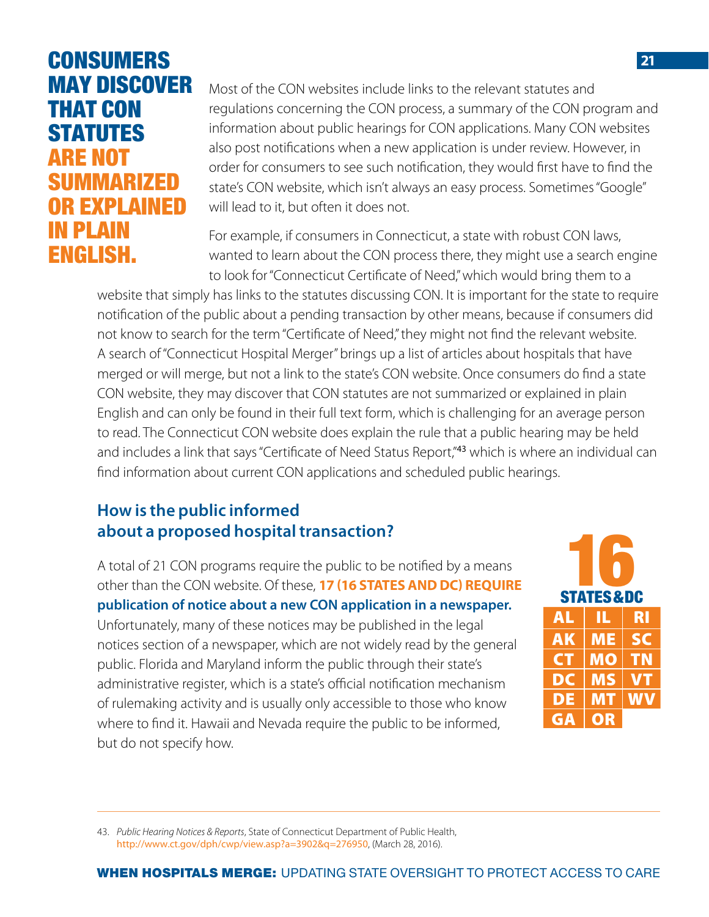## CONSUMERS MAY DISCOVER THAT CON STATUTES ARE NOT SUMMARIZED OR EXPLAINED IN PLAIN ENGLISH.

Most of the CON websites include links to the relevant statutes and regulations concerning the CON process, a summary of the CON program and information about public hearings for CON applications. Many CON websites also post notifications when a new application is under review. However, in order for consumers to see such notification, they would first have to find the state's CON website, which isn't always an easy process. Sometimes "Google" will lead to it, but often it does not.

For example, if consumers in Connecticut, a state with robust CON laws, wanted to learn about the CON process there, they might use a search engine to look for "Connecticut Certificate of Need," which would bring them to a website that simply has links to the statutes discussing CON. It is important for the state to require notification of the public about a pending transaction by other means, because if consumers did not know to search for the term "Certificate of Need," they might not find the relevant website. A search of "Connecticut Hospital Merger" brings up a list of articles about hospitals that have merged or will merge, but not a link to the state's CON website. Once consumers do find a state CON website, they may discover that CON statutes are not summarized or explained in plain English and can only be found in their full text form, which is challenging for an average person to read. The Connecticut CON website does explain the rule that a public hearing may be held and includes a link that says "Certificate of Need Status Report,"[43] which is where an individual can find information about current CON applications and scheduled public hearings.

### How is the public informed about a proposed hospital transaction?

A total of 21 CON programs require the public to be notified by a means other than the CON website. Of these, **17 (16 STATES AND DC) REQUIRE publication of notice about a new CON application in a newspaper.** Unfortunately, many of these notices may be published in the legal notices section of a newspaper, which are not widely read by the general public. Florida and Maryland inform the public through their state's administrative register, which is a state's official notification mechanism of rulemaking activity and is usually only accessible to those who know where to find it. Hawaii and Nevada require the public to be informed, but do not specify how.

**16 STATES & DC**

| | | |
|---|---|---|
| AL | IL | RI |
| AK | ME | SC |
| CT | MO | TN |
| DC | MS | VT |
| DE | MT | WV |
| GA | OR | |

43. *Public Hearing Notices & Reports*, State of Connecticut Department of Public Health, http://www.ct.gov/dph/cwp/view.asp?a=3902&q=276950, (March 28, 2016).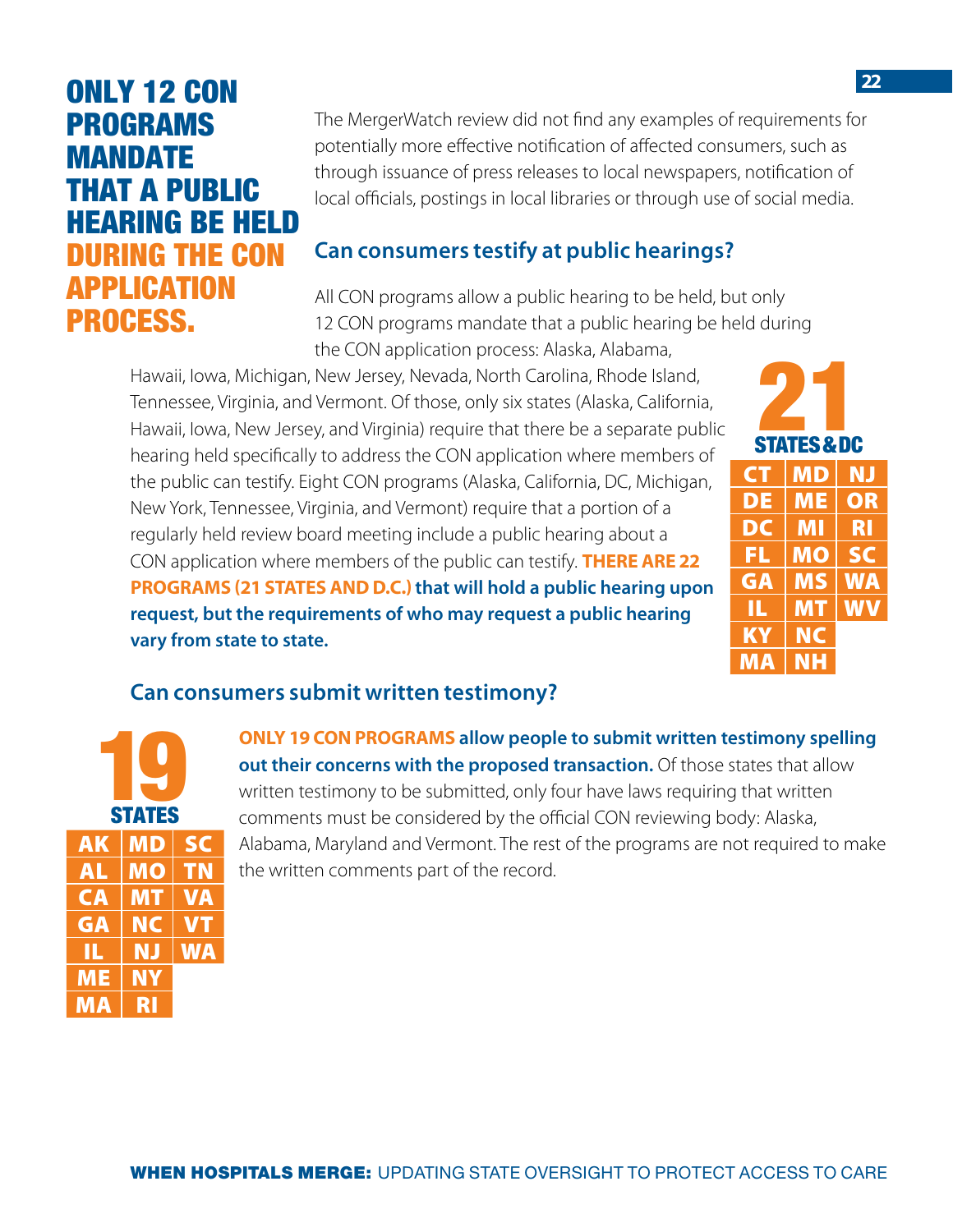## ONLY 12 CON PROGRAMS MANDATE THAT A PUBLIC HEARING BE HELD DURING THE CON APPLICATION PROCESS.

The MergerWatch review did not find any examples of requirements for potentially more effective notification of affected consumers, such as through issuance of press releases to local newspapers, notification of local officials, postings in local libraries or through use of social media.

### Can consumers testify at public hearings?

All CON programs allow a public hearing to be held, but only 12 CON programs mandate that a public hearing be held during the CON application process: Alaska, Alabama, Hawaii, Iowa, Michigan, New Jersey, Nevada, North Carolina, Rhode Island, Tennessee, Virginia, and Vermont. Of those, only six states (Alaska, California, Hawaii, Iowa, New Jersey, and Virginia) require that there be a separate public hearing held specifically to address the CON application where members of the public can testify. Eight CON programs (Alaska, California, DC, Michigan, New York, Tennessee, Virginia, and Vermont) require that a portion of a regularly held review board meeting include a public hearing about a CON application where members of the public can testify. **THERE ARE 22 PROGRAMS (21 STATES AND D.C.) that will hold a public hearing upon request, but the requirements of who may request a public hearing vary from state to state.**

**21 STATES & DC**

| | | |
|---|---|---|
| CT | MD | NJ |
| DE | ME | OR |
| DC | MI | RI |
| FL | MO | SC |
| GA | MS | WA |
| IL | MT | WV |
| KY | NC | |
| MA | NH | |

### Can consumers submit written testimony?

**19 STATES**

| | | |
|---|---|---|
| AK | MD | SC |
| AL | MO | TN |
| CA | MT | VA |
| GA | NC | VT |
| IL | NJ | WA |
| ME | NY | |
| MA | RI | |

**ONLY 19 CON PROGRAMS allow people to submit written testimony spelling out their concerns with the proposed transaction.** Of those states that allow written testimony to be submitted, only four have laws requiring that written comments must be considered by the official CON reviewing body: Alaska, Alabama, Maryland and Vermont. The rest of the programs are not required to make the written comments part of the record.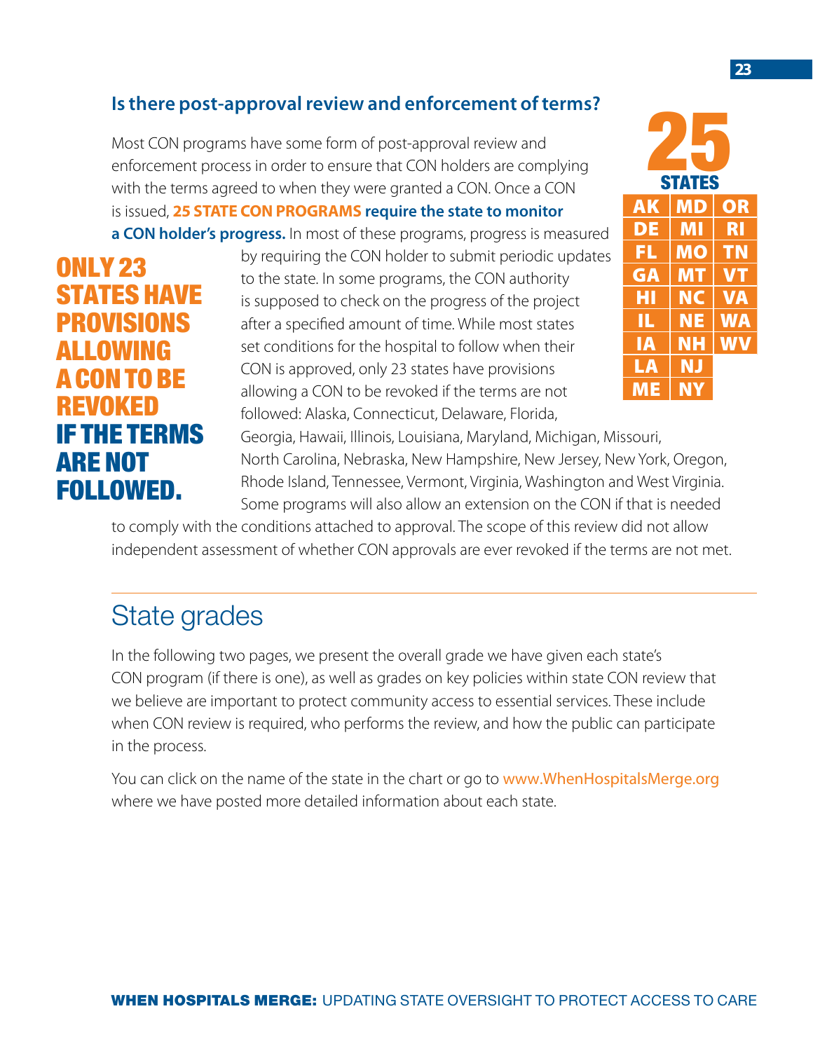### Is there post-approval review and enforcement of terms?

Most CON programs have some form of post-approval review and enforcement process in order to ensure that CON holders are complying with the terms agreed to when they were granted a CON. Once a CON is issued, **25 STATE CON PROGRAMS require the state to monitor a CON holder's progress.** In most of these programs, progress is measured by requiring the CON holder to submit periodic updates to the state. In some programs, the CON authority is supposed to check on the progress of the project after a specified amount of time. While most states set conditions for the hospital to follow when their CON is approved, only 23 states have provisions allowing a CON to be revoked if the terms are not followed: Alaska, Connecticut, Delaware, Florida, Georgia, Hawaii, Illinois, Louisiana, Maryland, Michigan, Missouri, North Carolina, Nebraska, New Hampshire, New Jersey, New York, Oregon, Rhode Island, Tennessee, Vermont, Virginia, Washington and West Virginia. Some programs will also allow an extension on the CON if that is needed to comply with the conditions attached to approval. The scope of this review did not allow independent assessment of whether CON approvals are ever revoked if the terms are not met.

**ONLY 23 STATES HAVE PROVISIONS ALLOWING A CON TO BE REVOKED IF THE TERMS ARE NOT FOLLOWED.**

**25 STATES**

| | | |
|---|---|---|
| AK | MD | OR |
| DE | MI | RI |
| FL | MO | TN |
| GA | MT | VT |
| HI | NC | VA |
| IL | NE | WA |
| IA | NH | WV |
| LA | NJ | |
| ME | NY | |

## State grades

In the following two pages, we present the overall grade we have given each state's CON program (if there is one), as well as grades on key policies within state CON review that we believe are important to protect community access to essential services. These include when CON review is required, who performs the review, and how the public can participate in the process.

You can click on the name of the state in the chart or go to www.WhenHospitalsMerge.org where we have posted more detailed information about each state.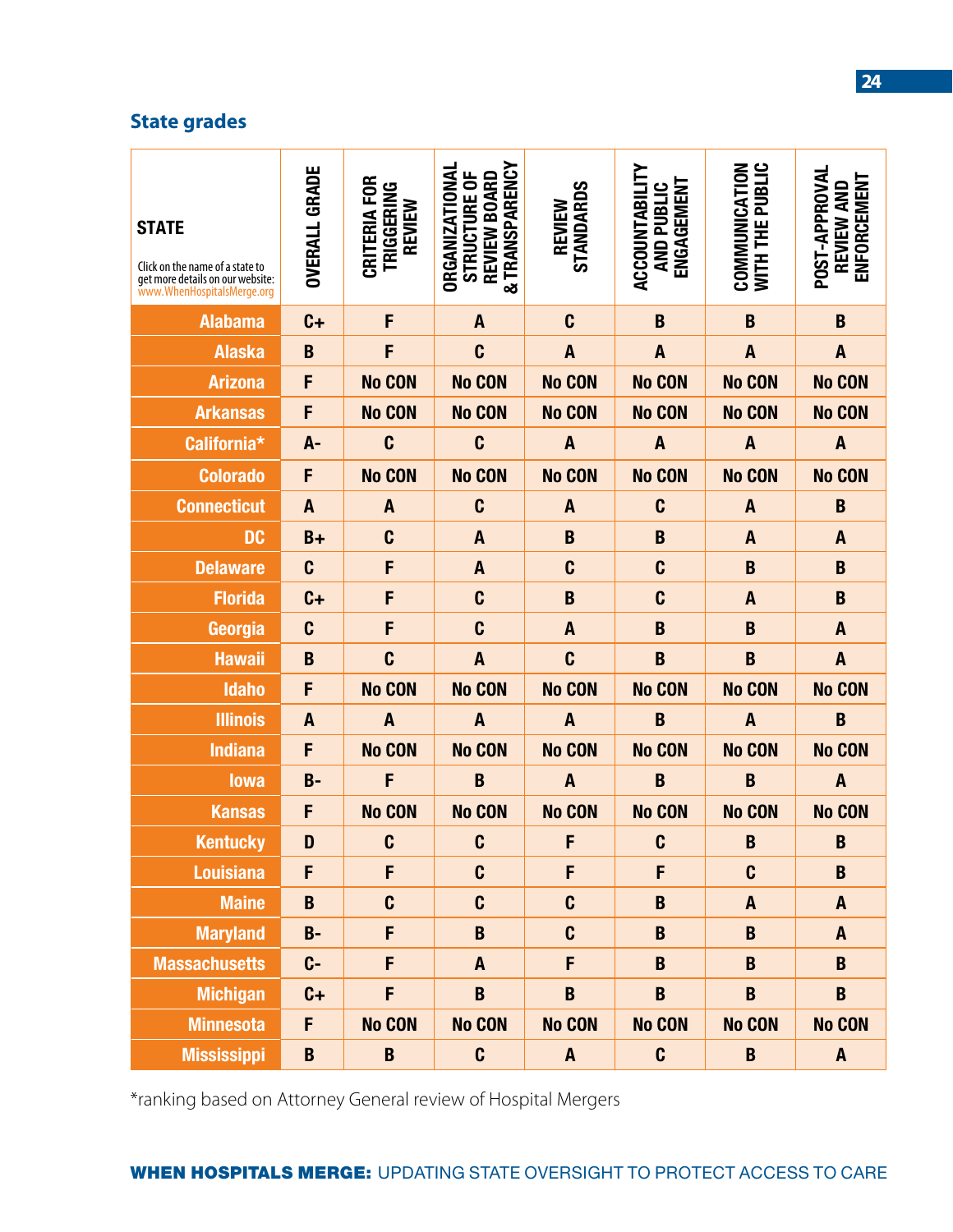## State grades

| STATE<br>Click on the name of a state to get more details on our website: www.WhenHospitalsMerge.org | OVERALL GRADE | CRITERIA FOR TRIGGERING REVIEW | ORGANIZATIONAL STRUCTURE OF REVIEW BOARD & TRANSPARENCY | REVIEW STANDARDS | ACCOUNTABILITY AND PUBLIC ENGAGEMENT | COMMUNICATION WITH THE PUBLIC | POST-APPROVAL REVIEW AND ENFORCEMENT |
|---|---|---|---|---|---|---|---|
| Alabama | C+ | F | A | C | B | B | B |
| Alaska | B | F | C | A | A | A | A |
| Arizona | F | No CON | No CON | No CON | No CON | No CON | No CON |
| Arkansas | F | No CON | No CON | No CON | No CON | No CON | No CON |
| California* | A- | C | C | A | A | A | A |
| Colorado | F | No CON | No CON | No CON | No CON | No CON | No CON |
| Connecticut | A | A | C | A | C | A | B |
| DC | B+ | C | A | B | B | A | A |
| Delaware | C | F | A | C | C | B | B |
| Florida | C+ | F | C | B | C | A | B |
| Georgia | C | F | C | A | B | B | A |
| Hawaii | B | C | A | C | B | B | A |
| Idaho | F | No CON | No CON | No CON | No CON | No CON | No CON |
| Illinois | A | A | A | A | B | A | B |
| Indiana | F | No CON | No CON | No CON | No CON | No CON | No CON |
| Iowa | B- | F | B | A | B | B | A |
| Kansas | F | No CON | No CON | No CON | No CON | No CON | No CON |
| Kentucky | D | C | C | F | C | B | B |
| Louisiana | F | F | C | F | F | C | B |
| Maine | B | C | C | C | B | A | A |
| Maryland | B- | F | B | C | B | B | A |
| Massachusetts | C- | F | A | F | B | B | B |
| Michigan | C+ | F | B | B | B | B | B |
| Minnesota | F | No CON | No CON | No CON | No CON | No CON | No CON |
| Mississippi | B | B | C | A | C | B | A |

*ranking based on Attorney General review of Hospital Mergers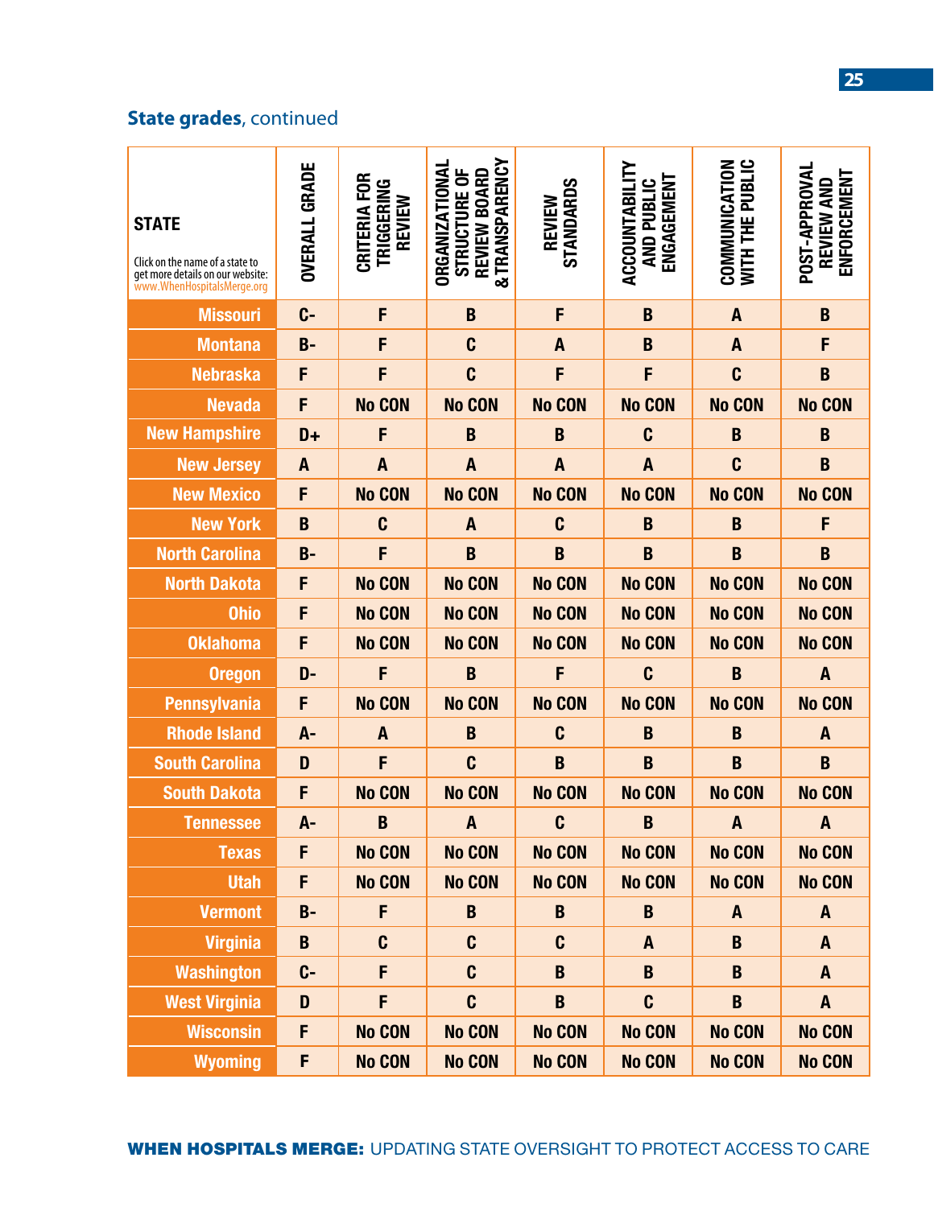## **State grades**, continued

| STATE<br>Click on the name of a state to get more details on our website: www.WhenHospitalsMerge.org | OVERALL GRADE | CRITERIA FOR TRIGGERING REVIEW | ORGANIZATIONAL STRUCTURE OF REVIEW BOARD & TRANSPARENCY | REVIEW STANDARDS | ACCOUNTABILITY AND PUBLIC ENGAGEMENT | COMMUNICATION WITH THE PUBLIC | POST-APPROVAL REVIEW AND ENFORCEMENT |
|---|---|---|---|---|---|---|---|
| Missouri | C- | F | B | F | B | A | B |
| Montana | B- | F | C | A | B | A | F |
| Nebraska | F | F | C | F | F | C | B |
| Nevada | F | No CON | No CON | No CON | No CON | No CON | No CON |
| New Hampshire | D+ | F | B | B | C | B | B |
| New Jersey | A | A | A | A | A | C | B |
| New Mexico | F | No CON | No CON | No CON | No CON | No CON | No CON |
| New York | B | C | A | C | B | B | F |
| North Carolina | B- | F | B | B | B | B | B |
| North Dakota | F | No CON | No CON | No CON | No CON | No CON | No CON |
| Ohio | F | No CON | No CON | No CON | No CON | No CON | No CON |
| Oklahoma | F | No CON | No CON | No CON | No CON | No CON | No CON |
| Oregon | D- | F | B | F | C | B | A |
| Pennsylvania | F | No CON | No CON | No CON | No CON | No CON | No CON |
| Rhode Island | A- | A | B | C | B | B | A |
| South Carolina | D | F | C | B | B | B | B |
| South Dakota | F | No CON | No CON | No CON | No CON | No CON | No CON |
| Tennessee | A- | B | A | C | B | A | A |
| Texas | F | No CON | No CON | No CON | No CON | No CON | No CON |
| Utah | F | No CON | No CON | No CON | No CON | No CON | No CON |
| Vermont | B- | F | B | B | B | A | A |
| Virginia | B | C | C | C | A | B | A |
| Washington | C- | F | C | B | B | B | A |
| West Virginia | D | F | C | B | C | B | A |
| Wisconsin | F | No CON | No CON | No CON | No CON | No CON | No CON |
| Wyoming | F | No CON | No CON | No CON | No CON | No CON | No CON |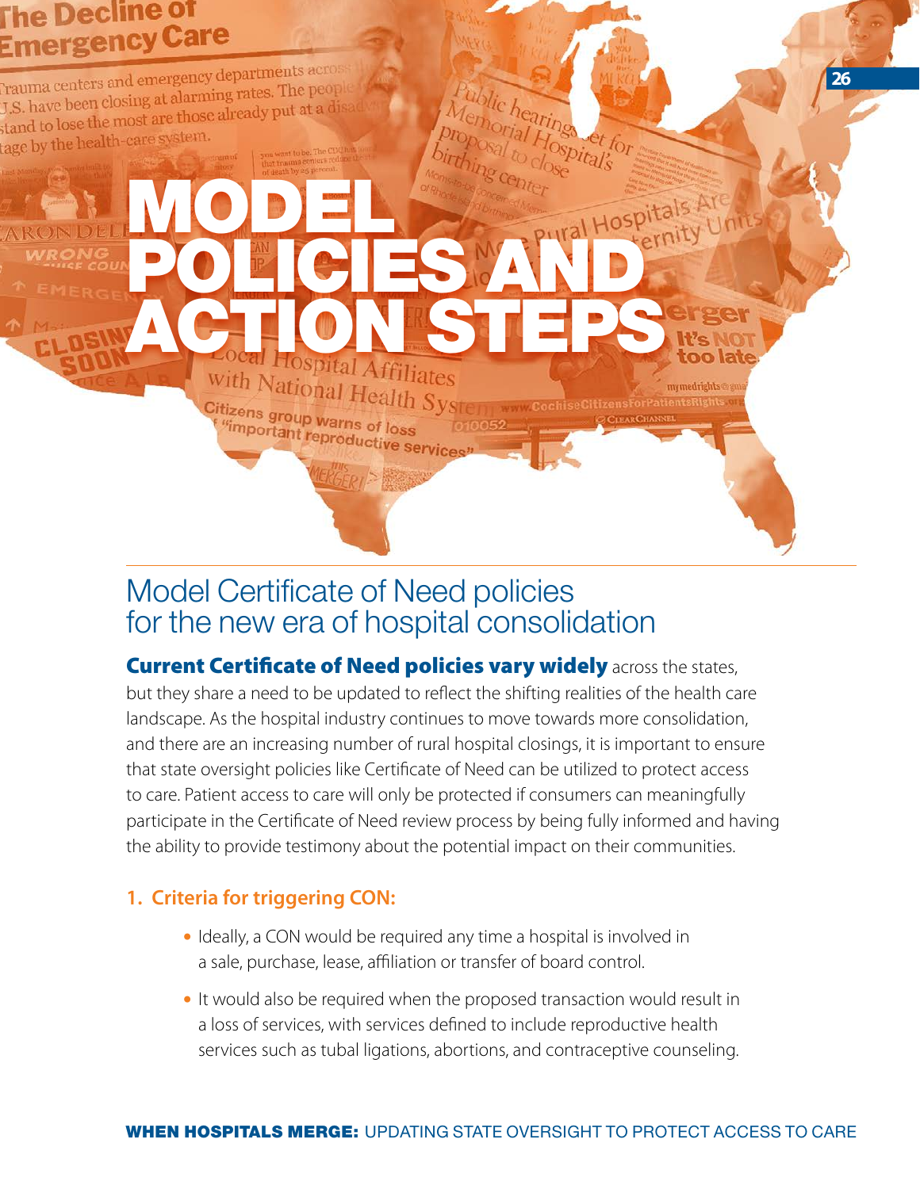# MODEL POLICIES AND ACTION STEPS

## Model Certificate of Need policies for the new era of hospital consolidation

**Current Certificate of Need policies vary widely** across the states, but they share a need to be updated to reflect the shifting realities of the health care landscape. As the hospital industry continues to move towards more consolidation, and there are an increasing number of rural hospital closings, it is important to ensure that state oversight policies like Certificate of Need can be utilized to protect access to care. Patient access to care will only be protected if consumers can meaningfully participate in the Certificate of Need review process by being fully informed and having the ability to provide testimony about the potential impact on their communities.

### 1. Criteria for triggering CON:

- Ideally, a CON would be required any time a hospital is involved in a sale, purchase, lease, affiliation or transfer of board control.
- It would also be required when the proposed transaction would result in a loss of services, with services defined to include reproductive health services such as tubal ligations, abortions, and contraceptive counseling.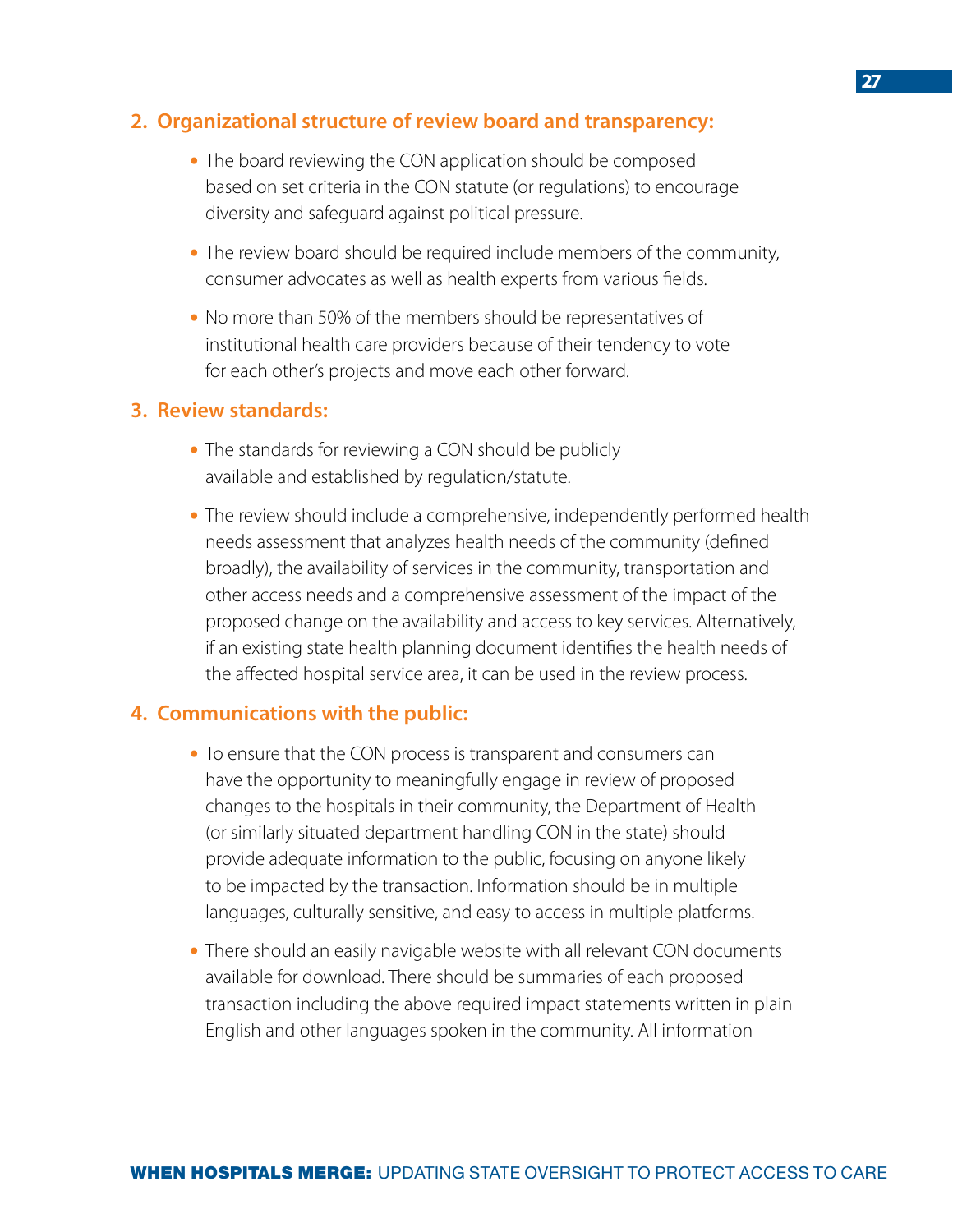2. **Organizational structure of review board and transparency:**

   - The board reviewing the CON application should be composed based on set criteria in the CON statute (or regulations) to encourage diversity and safeguard against political pressure.
   - The review board should be required include members of the community, consumer advocates as well as health experts from various fields.
   - No more than 50% of the members should be representatives of institutional health care providers because of their tendency to vote for each other's projects and move each other forward.

3. **Review standards:**

   - The standards for reviewing a CON should be publicly available and established by regulation/statute.
   - The review should include a comprehensive, independently performed health needs assessment that analyzes health needs of the community (defined broadly), the availability of services in the community, transportation and other access needs and a comprehensive assessment of the impact of the proposed change on the availability and access to key services. Alternatively, if an existing state health planning document identifies the health needs of the affected hospital service area, it can be used in the review process.

4. **Communications with the public:**

   - To ensure that the CON process is transparent and consumers can have the opportunity to meaningfully engage in review of proposed changes to the hospitals in their community, the Department of Health (or similarly situated department handling CON in the state) should provide adequate information to the public, focusing on anyone likely to be impacted by the transaction. Information should be in multiple languages, culturally sensitive, and easy to access in multiple platforms.
   - There should an easily navigable website with all relevant CON documents available for download. There should be summaries of each proposed transaction including the above required impact statements written in plain English and other languages spoken in the community. All information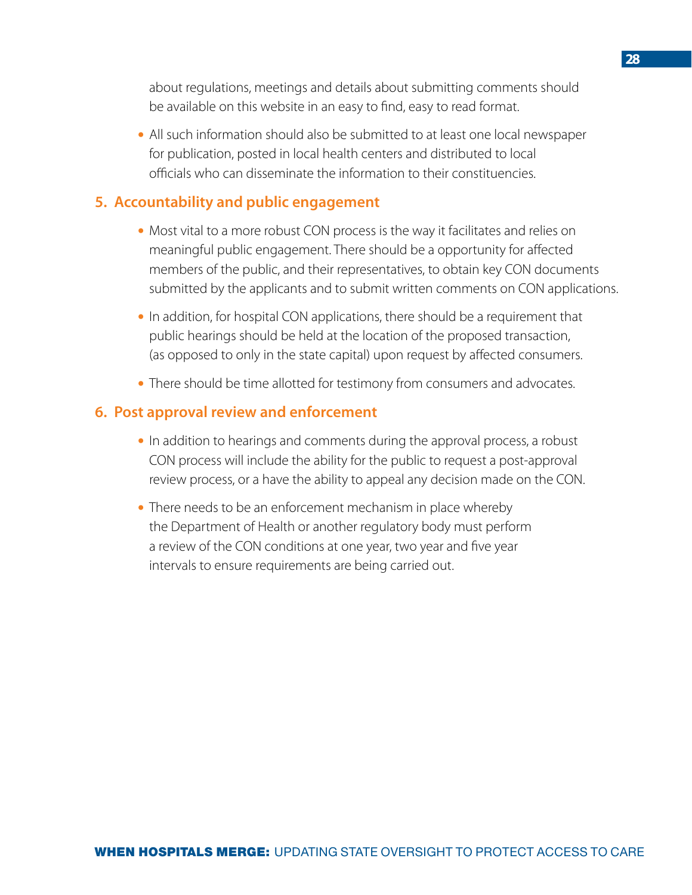about regulations, meetings and details about submitting comments should be available on this website in an easy to find, easy to read format.

- All such information should also be submitted to at least one local newspaper for publication, posted in local health centers and distributed to local officials who can disseminate the information to their constituencies.

## 5. Accountability and public engagement

- Most vital to a more robust CON process is the way it facilitates and relies on meaningful public engagement. There should be a opportunity for affected members of the public, and their representatives, to obtain key CON documents submitted by the applicants and to submit written comments on CON applications.
- In addition, for hospital CON applications, there should be a requirement that public hearings should be held at the location of the proposed transaction, (as opposed to only in the state capital) upon request by affected consumers.
- There should be time allotted for testimony from consumers and advocates.

## 6. Post approval review and enforcement

- In addition to hearings and comments during the approval process, a robust CON process will include the ability for the public to request a post-approval review process, or a have the ability to appeal any decision made on the CON.
- There needs to be an enforcement mechanism in place whereby the Department of Health or another regulatory body must perform a review of the CON conditions at one year, two year and five year intervals to ensure requirements are being carried out.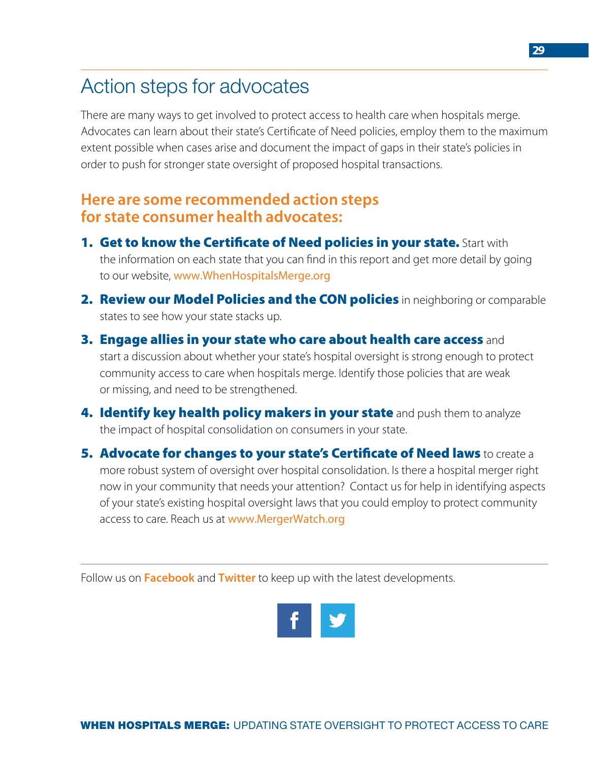# Action steps for advocates

There are many ways to get involved to protect access to health care when hospitals merge. Advocates can learn about their state's Certificate of Need policies, employ them to the maximum extent possible when cases arise and document the impact of gaps in their state's policies in order to push for stronger state oversight of proposed hospital transactions.

## Here are some recommended action steps for state consumer health advocates:

1. **Get to know the Certificate of Need policies in your state.** Start with the information on each state that you can find in this report and get more detail by going to our website, www.WhenHospitalsMerge.org

2. **Review our Model Policies and the CON policies** in neighboring or comparable states to see how your state stacks up.

3. **Engage allies in your state who care about health care access** and start a discussion about whether your state's hospital oversight is strong enough to protect community access to care when hospitals merge. Identify those policies that are weak or missing, and need to be strengthened.

4. **Identify key health policy makers in your state** and push them to analyze the impact of hospital consolidation on consumers in your state.

5. **Advocate for changes to your state's Certificate of Need laws** to create a more robust system of oversight over hospital consolidation. Is there a hospital merger right now in your community that needs your attention? Contact us for help in identifying aspects of your state's existing hospital oversight laws that you could employ to protect community access to care. Reach us at www.MergerWatch.org

---

Follow us on **Facebook** and **Twitter** to keep up with the latest developments.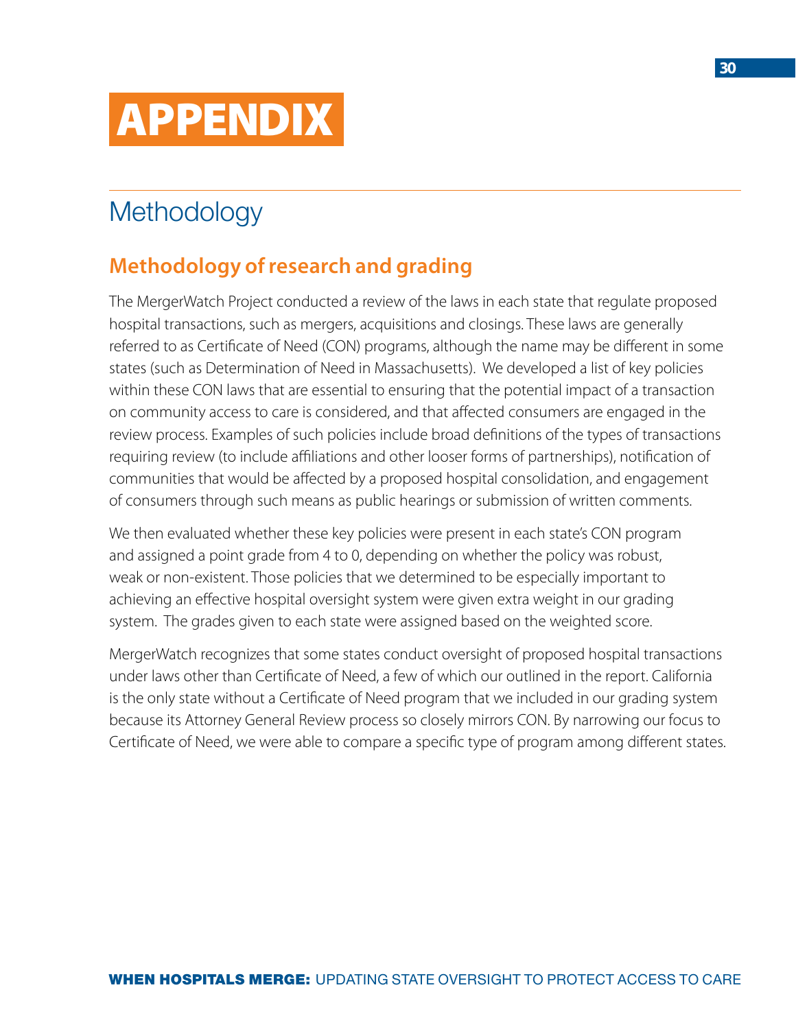# APPENDIX

## Methodology

### Methodology of research and grading

The MergerWatch Project conducted a review of the laws in each state that regulate proposed hospital transactions, such as mergers, acquisitions and closings. These laws are generally referred to as Certificate of Need (CON) programs, although the name may be different in some states (such as Determination of Need in Massachusetts). We developed a list of key policies within these CON laws that are essential to ensuring that the potential impact of a transaction on community access to care is considered, and that affected consumers are engaged in the review process. Examples of such policies include broad definitions of the types of transactions requiring review (to include affiliations and other looser forms of partnerships), notification of communities that would be affected by a proposed hospital consolidation, and engagement of consumers through such means as public hearings or submission of written comments.

We then evaluated whether these key policies were present in each state's CON program and assigned a point grade from 4 to 0, depending on whether the policy was robust, weak or non-existent. Those policies that we determined to be especially important to achieving an effective hospital oversight system were given extra weight in our grading system. The grades given to each state were assigned based on the weighted score.

MergerWatch recognizes that some states conduct oversight of proposed hospital transactions under laws other than Certificate of Need, a few of which our outlined in the report. California is the only state without a Certificate of Need program that we included in our grading system because its Attorney General Review process so closely mirrors CON. By narrowing our focus to Certificate of Need, we were able to compare a specific type of program among different states.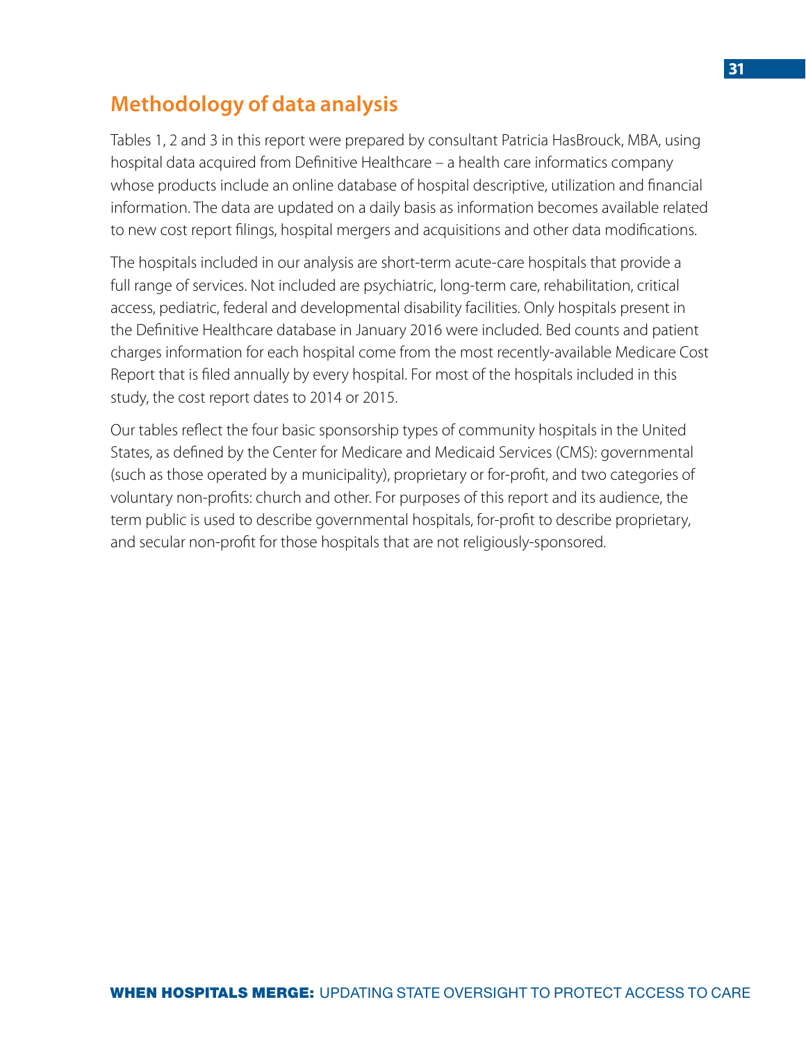## Methodology of data analysis

Tables 1, 2 and 3 in this report were prepared by consultant Patricia HasBrouck, MBA, using hospital data acquired from Definitive Healthcare – a health care informatics company whose products include an online database of hospital descriptive, utilization and financial information. The data are updated on a daily basis as information becomes available related to new cost report filings, hospital mergers and acquisitions and other data modifications.

The hospitals included in our analysis are short-term acute-care hospitals that provide a full range of services. Not included are psychiatric, long-term care, rehabilitation, critical access, pediatric, federal and developmental disability facilities. Only hospitals present in the Definitive Healthcare database in January 2016 were included. Bed counts and patient charges information for each hospital come from the most recently-available Medicare Cost Report that is filed annually by every hospital. For most of the hospitals included in this study, the cost report dates to 2014 or 2015.

Our tables reflect the four basic sponsorship types of community hospitals in the United States, as defined by the Center for Medicare and Medicaid Services (CMS): governmental (such as those operated by a municipality), proprietary or for-profit, and two categories of voluntary non-profits: church and other. For purposes of this report and its audience, the term public is used to describe governmental hospitals, for-profit to describe proprietary, and secular non-profit for those hospitals that are not religiously-sponsored.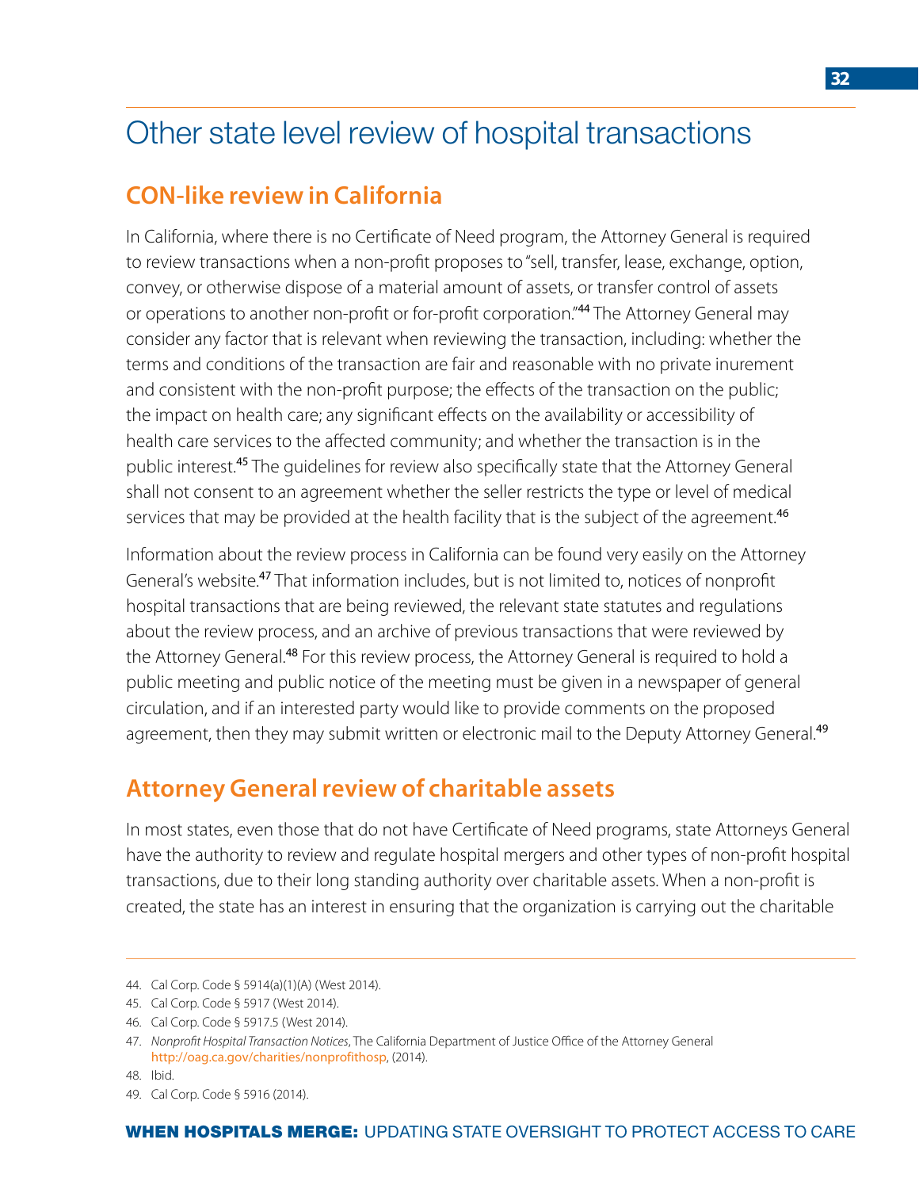# Other state level review of hospital transactions

## CON-like review in California

In California, where there is no Certificate of Need program, the Attorney General is required to review transactions when a non-profit proposes to "sell, transfer, lease, exchange, option, convey, or otherwise dispose of a material amount of assets, or transfer control of assets or operations to another non-profit or for-profit corporation."[44] The Attorney General may consider any factor that is relevant when reviewing the transaction, including: whether the terms and conditions of the transaction are fair and reasonable with no private inurement and consistent with the non-profit purpose; the effects of the transaction on the public; the impact on health care; any significant effects on the availability or accessibility of health care services to the affected community; and whether the transaction is in the public interest.[45] The guidelines for review also specifically state that the Attorney General shall not consent to an agreement whether the seller restricts the type or level of medical services that may be provided at the health facility that is the subject of the agreement.[46]

Information about the review process in California can be found very easily on the Attorney General's website.[47] That information includes, but is not limited to, notices of nonprofit hospital transactions that are being reviewed, the relevant state statutes and regulations about the review process, and an archive of previous transactions that were reviewed by the Attorney General.[48] For this review process, the Attorney General is required to hold a public meeting and public notice of the meeting must be given in a newspaper of general circulation, and if an interested party would like to provide comments on the proposed agreement, then they may submit written or electronic mail to the Deputy Attorney General.[49]

## Attorney General review of charitable assets

In most states, even those that do not have Certificate of Need programs, state Attorneys General have the authority to review and regulate hospital mergers and other types of non-profit hospital transactions, due to their long standing authority over charitable assets. When a non-profit is created, the state has an interest in ensuring that the organization is carrying out the charitable

---

44. Cal Corp. Code § 5914(a)(1)(A) (West 2014).
45. Cal Corp. Code § 5917 (West 2014).
46. Cal Corp. Code § 5917.5 (West 2014).
47. *Nonprofit Hospital Transaction Notices*, The California Department of Justice Office of the Attorney General http://oag.ca.gov/charities/nonprofithosp, (2014).
48. Ibid.
49. Cal Corp. Code § 5916 (2014).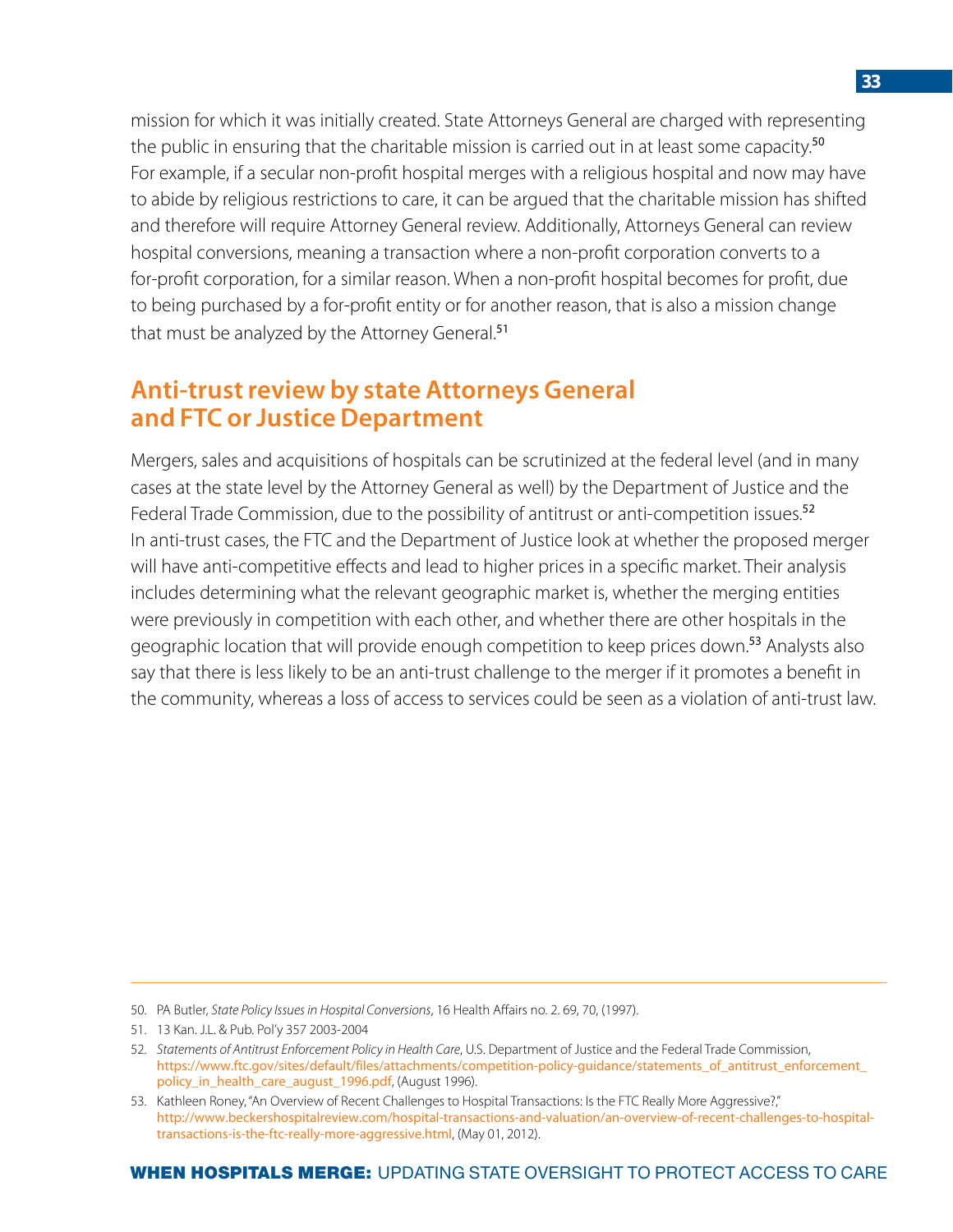mission for which it was initially created. State Attorneys General are charged with representing the public in ensuring that the charitable mission is carried out in at least some capacity.[50] For example, if a secular non-profit hospital merges with a religious hospital and now may have to abide by religious restrictions to care, it can be argued that the charitable mission has shifted and therefore will require Attorney General review. Additionally, Attorneys General can review hospital conversions, meaning a transaction where a non-profit corporation converts to a for-profit corporation, for a similar reason. When a non-profit hospital becomes for profit, due to being purchased by a for-profit entity or for another reason, that is also a mission change that must be analyzed by the Attorney General.[51]

## Anti-trust review by state Attorneys General and FTC or Justice Department

Mergers, sales and acquisitions of hospitals can be scrutinized at the federal level (and in many cases at the state level by the Attorney General as well) by the Department of Justice and the Federal Trade Commission, due to the possibility of antitrust or anti-competition issues.[52] In anti-trust cases, the FTC and the Department of Justice look at whether the proposed merger will have anti-competitive effects and lead to higher prices in a specific market. Their analysis includes determining what the relevant geographic market is, whether the merging entities were previously in competition with each other, and whether there are other hospitals in the geographic location that will provide enough competition to keep prices down.[53] Analysts also say that there is less likely to be an anti-trust challenge to the merger if it promotes a benefit in the community, whereas a loss of access to services could be seen as a violation of anti-trust law.

---

50. PA Butler, *State Policy Issues in Hospital Conversions*, 16 Health Affairs no. 2. 69, 70, (1997).
51. 13 Kan. J.L. & Pub. Pol'y 357 2003-2004
52. *Statements of Antitrust Enforcement Policy in Health Care*, U.S. Department of Justice and the Federal Trade Commission, https://www.ftc.gov/sites/default/files/attachments/competition-policy-guidance/statements_of_antitrust_enforcement_policy_in_health_care_august_1996.pdf, (August 1996).
53. Kathleen Roney, "An Overview of Recent Challenges to Hospital Transactions: Is the FTC Really More Aggressive?," http://www.beckershospitalreview.com/hospital-transactions-and-valuation/an-overview-of-recent-challenges-to-hospital-transactions-is-the-ftc-really-more-aggressive.html, (May 01, 2012).